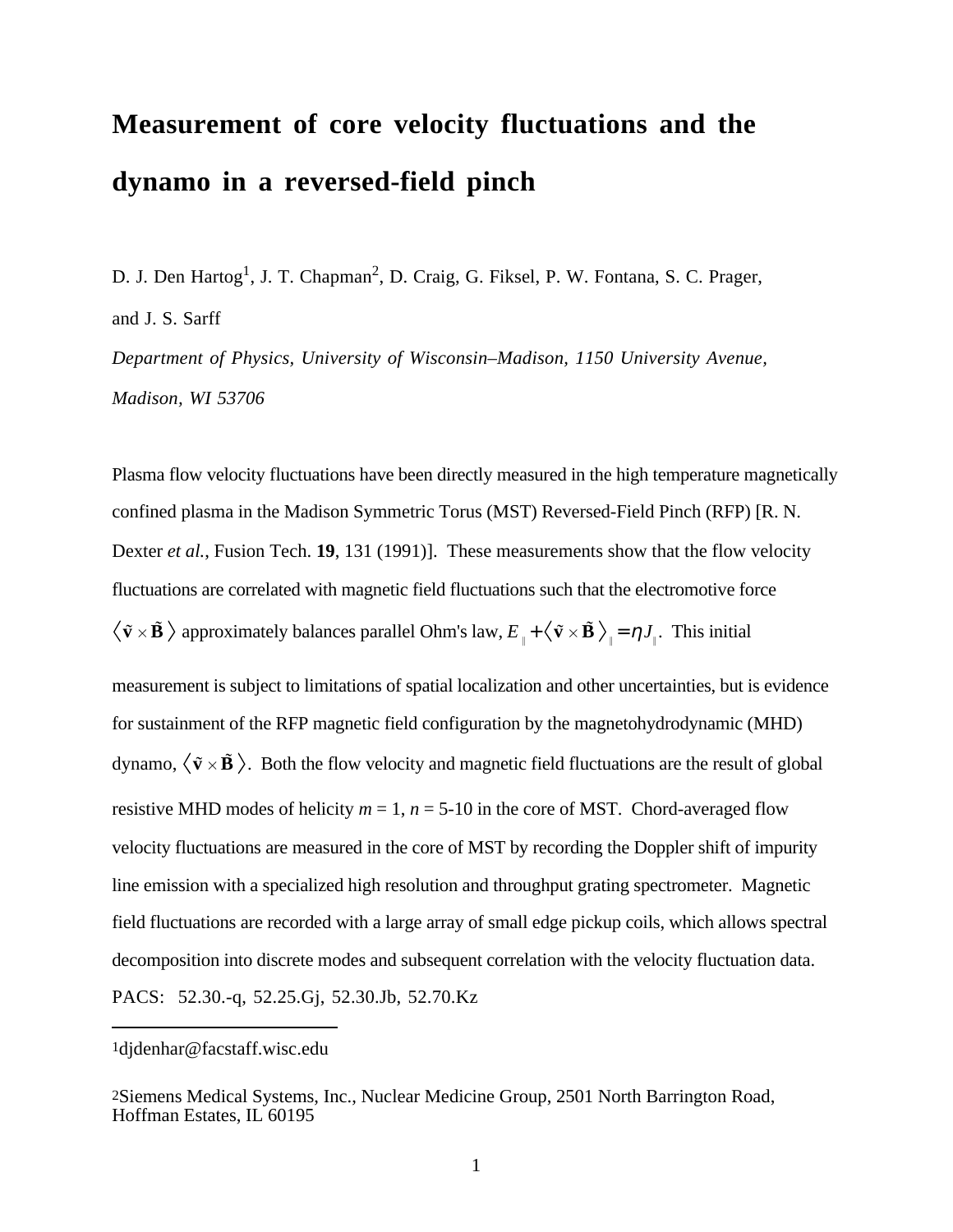# Measurement of core velocity fluctuations and the dynamo in a reversed-field pinch

D. J. Den Hartog[1], J. T. Chapman[2], D. Craig, G. Fiksel, P. W. Fontana, S. C. Prager, and J. S. Sarff

*Department of Physics, University of Wisconsin–Madison, 1150 University Avenue, Madison, WI 53706*

Plasma flow velocity fluctuations have been directly measured in the high temperature magnetically confined plasma in the Madison Symmetric Torus (MST) Reversed-Field Pinch (RFP) [R. N. Dexter *et al.*, Fusion Tech. **19**, 131 (1991)]. These measurements show that the flow velocity fluctuations are correlated with magnetic field fluctuations such that the electromotive force $\langle \tilde{\mathbf{v}} \times \tilde{\mathbf{B}} \rangle$ approximately balances parallel Ohm's law, $E_{\parallel} + \langle \tilde{\mathbf{v}} \times \tilde{\mathbf{B}} \rangle_{\parallel} = \eta J_{\parallel}$. This initial measurement is subject to limitations of spatial localization and other uncertainties, but is evidence for sustainment of the RFP magnetic field configuration by the magnetohydrodynamic (MHD) dynamo, $\langle \tilde{\mathbf{v}} \times \tilde{\mathbf{B}} \rangle$. Both the flow velocity and magnetic field fluctuations are the result of global resistive MHD modes of helicity $m = 1$, $n = 5$-$10$ in the core of MST. Chord-averaged flow velocity fluctuations are measured in the core of MST by recording the Doppler shift of impurity line emission with a specialized high resolution and throughput grating spectrometer. Magnetic field fluctuations are recorded with a large array of small edge pickup coils, which allows spectral decomposition into discrete modes and subsequent correlation with the velocity fluctuation data.

PACS: 52.30.-q, 52.25.Gj, 52.30.Jb, 52.70.Kz

---

[1] djdenhar@facstaff.wisc.edu

[2] Siemens Medical Systems, Inc., Nuclear Medicine Group, 2501 North Barrington Road, Hoffman Estates, IL 60195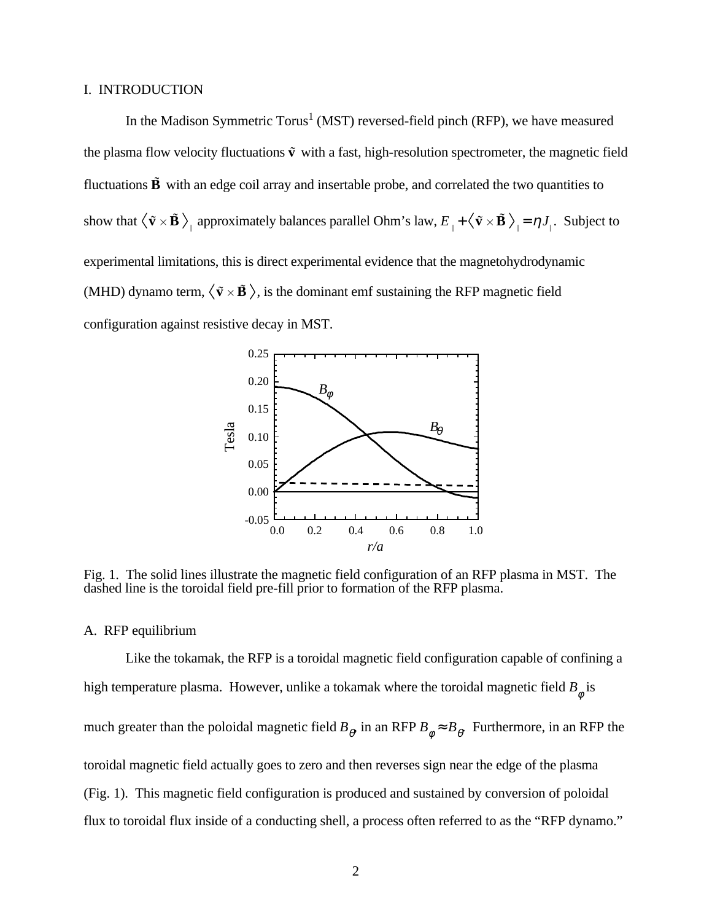## I. INTRODUCTION

In the Madison Symmetric Torus[1] (MST) reversed-field pinch (RFP), we have measured the plasma flow velocity fluctuations $\tilde{\mathbf{v}}$ with a fast, high-resolution spectrometer, the magnetic field fluctuations $\tilde{\mathbf{B}}$ with an edge coil array and insertable probe, and correlated the two quantities to show that $\langle \tilde{\mathbf{v}} \times \tilde{\mathbf{B}} \rangle_{\parallel}$ approximately balances parallel Ohm's law, $E_{\parallel} + \langle \tilde{\mathbf{v}} \times \tilde{\mathbf{B}} \rangle_{\parallel} = \eta J_{\parallel}$. Subject to experimental limitations, this is direct experimental evidence that the magnetohydrodynamic (MHD) dynamo term, $\langle \tilde{\mathbf{v}} \times \tilde{\mathbf{B}} \rangle$, is the dominant emf sustaining the RFP magnetic field configuration against resistive decay in MST.

Fig. 1. The solid lines illustrate the magnetic field configuration of an RFP plasma in MST. The dashed line is the toroidal field pre-fill prior to formation of the RFP plasma.

### A. RFP equilibrium

Like the tokamak, the RFP is a toroidal magnetic field configuration capable of confining a high temperature plasma. However, unlike a tokamak where the toroidal magnetic field $B_\phi$ is much greater than the poloidal magnetic field $B_\theta$ in an RFP $B_\phi \approx B_\theta$. Furthermore, in an RFP the toroidal magnetic field actually goes to zero and then reverses sign near the edge of the plasma (Fig. 1). This magnetic field configuration is produced and sustained by conversion of poloidal flux to toroidal flux inside of a conducting shell, a process often referred to as the "RFP dynamo."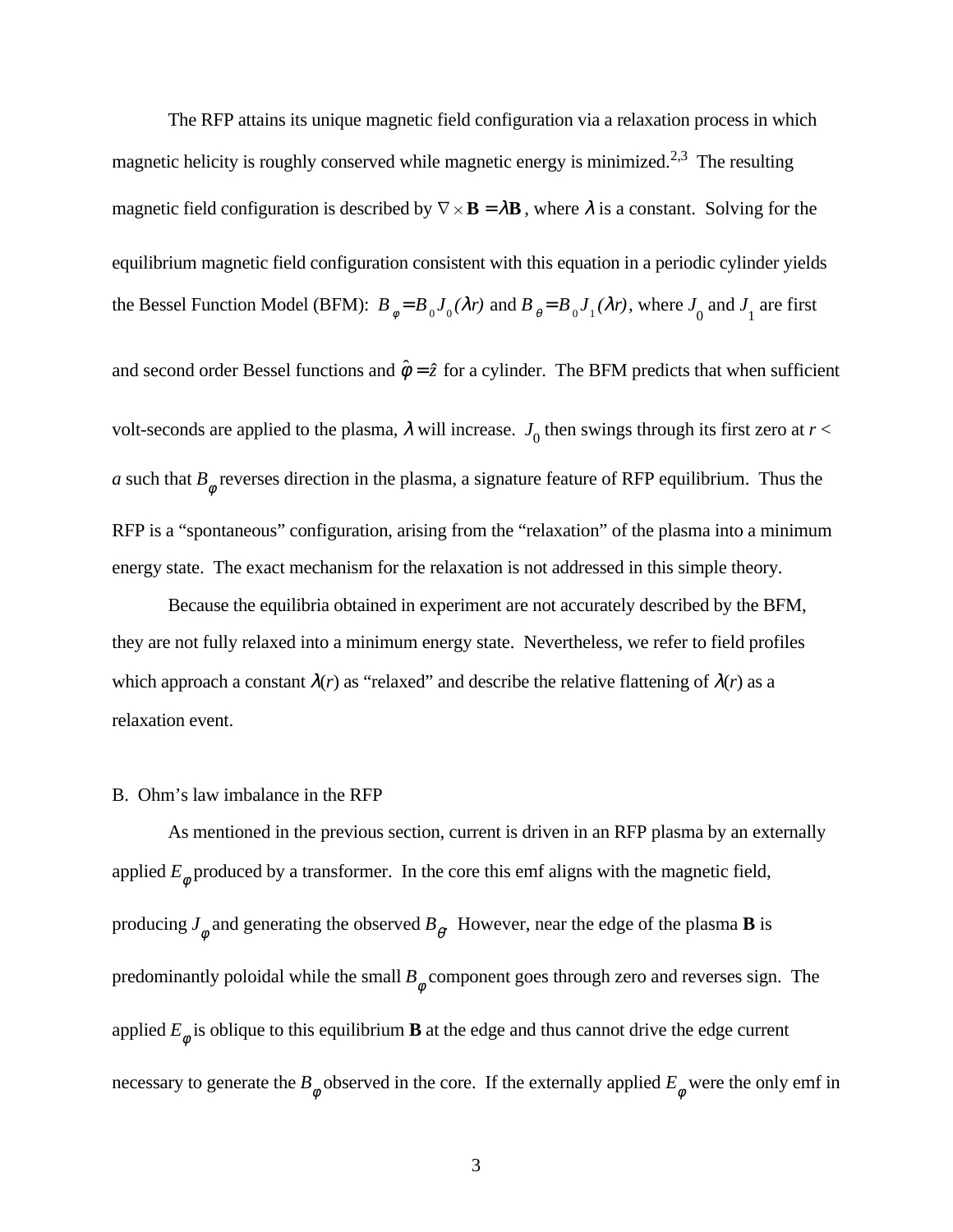The RFP attains its unique magnetic field configuration via a relaxation process in which magnetic helicity is roughly conserved while magnetic energy is minimized.[2,3] The resulting magnetic field configuration is described by $\nabla \times \mathbf{B} = \lambda \mathbf{B}$, where $\lambda$ is a constant. Solving for the equilibrium magnetic field configuration consistent with this equation in a periodic cylinder yields the Bessel Function Model (BFM): $B_\phi = B_0 J_0(\lambda r)$ and $B_\theta = B_0 J_1(\lambda r)$, where $J_0$ and $J_1$ are first and second order Bessel functions and $\hat{\phi} = \hat{z}$ for a cylinder. The BFM predicts that when sufficient volt-seconds are applied to the plasma, $\lambda$ will increase. $J_0$ then swings through its first zero at $r < a$ such that $B_\phi$ reverses direction in the plasma, a signature feature of RFP equilibrium. Thus the RFP is a "spontaneous" configuration, arising from the "relaxation" of the plasma into a minimum energy state. The exact mechanism for the relaxation is not addressed in this simple theory.

Because the equilibria obtained in experiment are not accurately described by the BFM, they are not fully relaxed into a minimum energy state. Nevertheless, we refer to field profiles which approach a constant $\lambda(r)$ as "relaxed" and describe the relative flattening of $\lambda(r)$ as a relaxation event.

B. Ohm's law imbalance in the RFP

As mentioned in the previous section, current is driven in an RFP plasma by an externally applied $E_\phi$ produced by a transformer. In the core this emf aligns with the magnetic field, producing $J_\phi$ and generating the observed $B_\theta$. However, near the edge of the plasma $\mathbf{B}$ is predominantly poloidal while the small $B_\phi$ component goes through zero and reverses sign. The applied $E_\phi$ is oblique to this equilibrium $\mathbf{B}$ at the edge and thus cannot drive the edge current necessary to generate the $B_\phi$ observed in the core. If the externally applied $E_\phi$ were the only emf in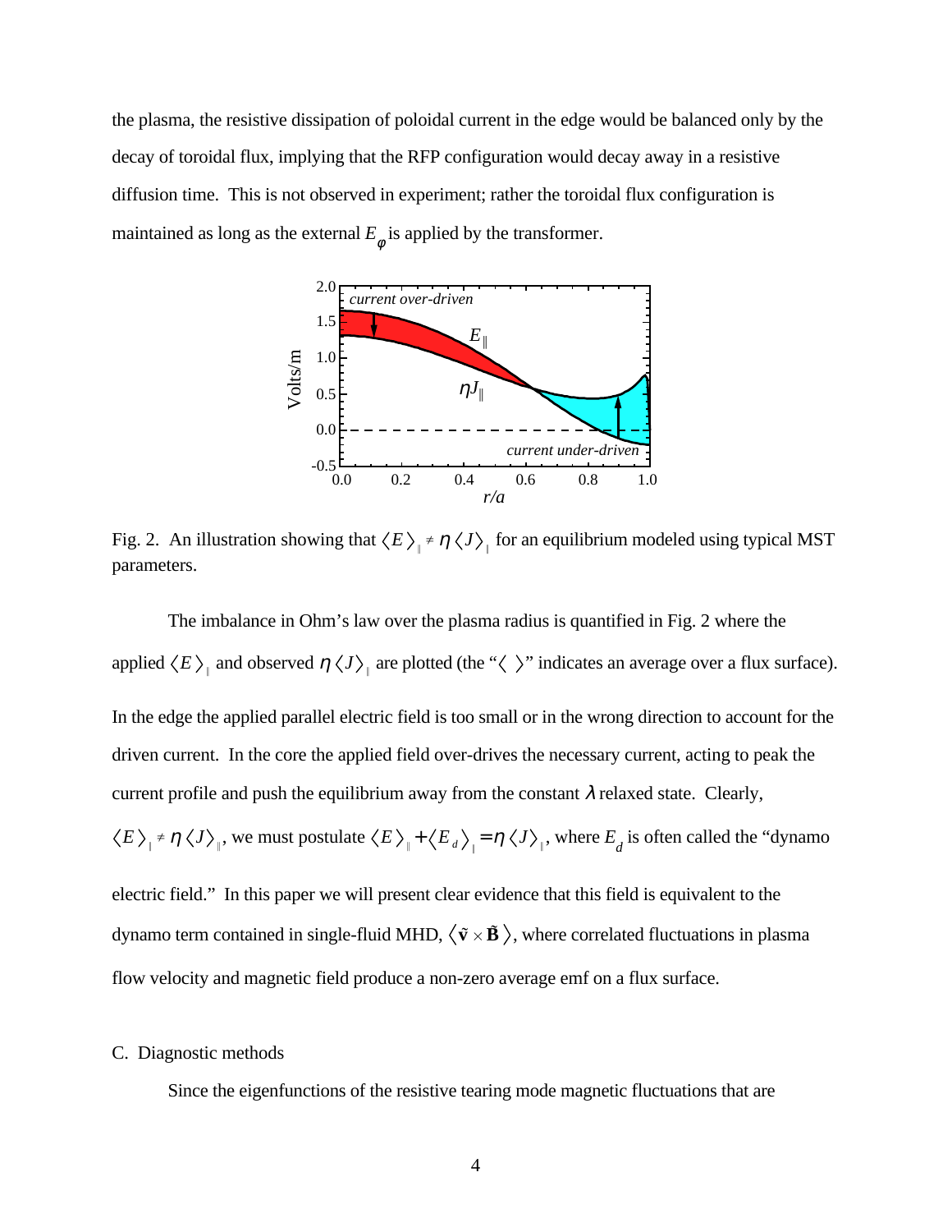the plasma, the resistive dissipation of poloidal current in the edge would be balanced only by the decay of toroidal flux, implying that the RFP configuration would decay away in a resistive diffusion time. This is not observed in experiment; rather the toroidal flux configuration is maintained as long as the external $E_\varphi$ is applied by the transformer.

Fig. 2. An illustration showing that $\langle E \rangle_\parallel \neq \eta \langle J \rangle_\parallel$ for an equilibrium modeled using typical MST parameters.

The imbalance in Ohm's law over the plasma radius is quantified in Fig. 2 where the applied $\langle E \rangle_\parallel$ and observed $\eta \langle J \rangle_\parallel$ are plotted (the "$\langle \;\rangle$" indicates an average over a flux surface). In the edge the applied parallel electric field is too small or in the wrong direction to account for the driven current. In the core the applied field over-drives the necessary current, acting to peak the current profile and push the equilibrium away from the constant $\lambda$ relaxed state. Clearly, $\langle E \rangle_\parallel \neq \eta \langle J \rangle_\parallel$, we must postulate $\langle E \rangle_\parallel + \langle E_d \rangle_\parallel = \eta \langle J \rangle_\parallel$, where $E_d$ is often called the "dynamo electric field." In this paper we will present clear evidence that this field is equivalent to the dynamo term contained in single-fluid MHD, $\langle \tilde{\mathbf{v}} \times \tilde{\mathbf{B}} \rangle$, where correlated fluctuations in plasma flow velocity and magnetic field produce a non-zero average emf on a flux surface.

C. Diagnostic methods

Since the eigenfunctions of the resistive tearing mode magnetic fluctuations that are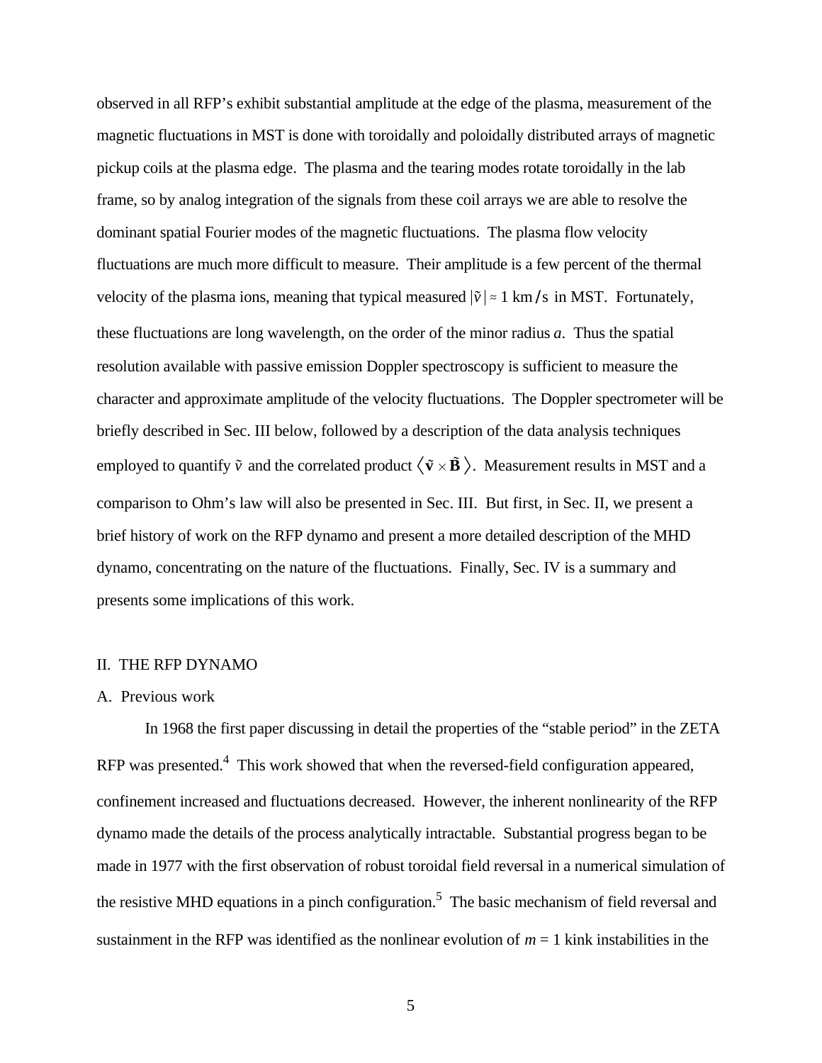observed in all RFP's exhibit substantial amplitude at the edge of the plasma, measurement of the magnetic fluctuations in MST is done with toroidally and poloidally distributed arrays of magnetic pickup coils at the plasma edge. The plasma and the tearing modes rotate toroidally in the lab frame, so by analog integration of the signals from these coil arrays we are able to resolve the dominant spatial Fourier modes of the magnetic fluctuations. The plasma flow velocity fluctuations are much more difficult to measure. Their amplitude is a few percent of the thermal velocity of the plasma ions, meaning that typical measured $|\tilde{v}| \approx 1$ km/s in MST. Fortunately, these fluctuations are long wavelength, on the order of the minor radius *a*. Thus the spatial resolution available with passive emission Doppler spectroscopy is sufficient to measure the character and approximate amplitude of the velocity fluctuations. The Doppler spectrometer will be briefly described in Sec. III below, followed by a description of the data analysis techniques employed to quantify $\tilde{v}$ and the correlated product $\langle \tilde{\mathbf{v}} \times \tilde{\mathbf{B}} \rangle$. Measurement results in MST and a comparison to Ohm's law will also be presented in Sec. III. But first, in Sec. II, we present a brief history of work on the RFP dynamo and present a more detailed description of the MHD dynamo, concentrating on the nature of the fluctuations. Finally, Sec. IV is a summary and presents some implications of this work.

## II. THE RFP DYNAMO

### A. Previous work

In 1968 the first paper discussing in detail the properties of the "stable period" in the ZETA RFP was presented.[4] This work showed that when the reversed-field configuration appeared, confinement increased and fluctuations decreased. However, the inherent nonlinearity of the RFP dynamo made the details of the process analytically intractable. Substantial progress began to be made in 1977 with the first observation of robust toroidal field reversal in a numerical simulation of the resistive MHD equations in a pinch configuration.[5] The basic mechanism of field reversal and sustainment in the RFP was identified as the nonlinear evolution of $m = 1$ kink instabilities in the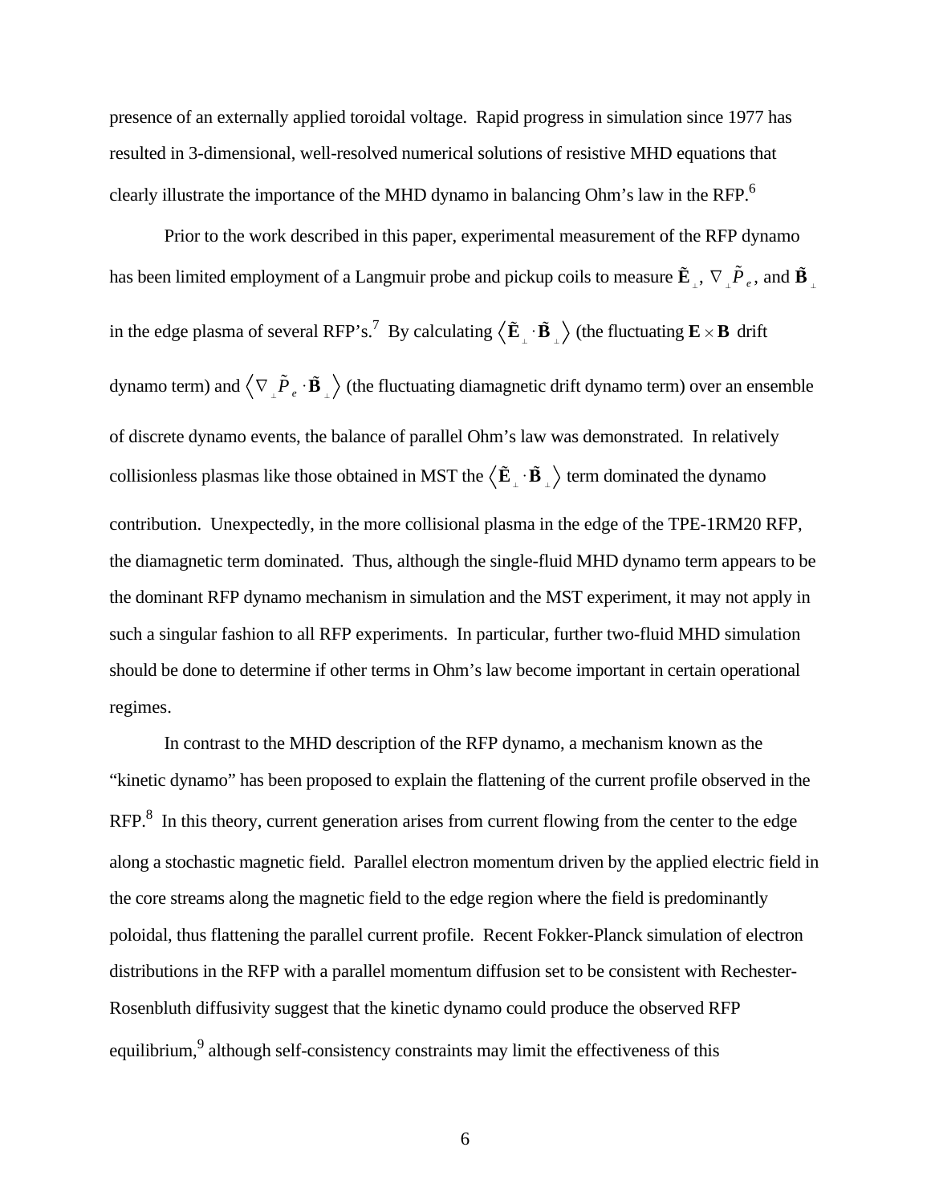presence of an externally applied toroidal voltage. Rapid progress in simulation since 1977 has resulted in 3-dimensional, well-resolved numerical solutions of resistive MHD equations that clearly illustrate the importance of the MHD dynamo in balancing Ohm's law in the RFP.[6]

Prior to the work described in this paper, experimental measurement of the RFP dynamo has been limited employment of a Langmuir probe and pickup coils to measure $\tilde{\mathbf{E}}_{\perp}$, $\nabla_{\perp}\tilde{P}_e$, and $\tilde{\mathbf{B}}_{\perp}$ in the edge plasma of several RFP's.[7] By calculating $\langle \tilde{\mathbf{E}}_{\perp} \cdot \tilde{\mathbf{B}}_{\perp} \rangle$ (the fluctuating $\mathbf{E} \times \mathbf{B}$ drift dynamo term) and $\langle \nabla_{\perp}\tilde{P}_e \cdot \tilde{\mathbf{B}}_{\perp} \rangle$ (the fluctuating diamagnetic drift dynamo term) over an ensemble of discrete dynamo events, the balance of parallel Ohm's law was demonstrated. In relatively collisionless plasmas like those obtained in MST the $\langle \tilde{\mathbf{E}}_{\perp} \cdot \tilde{\mathbf{B}}_{\perp} \rangle$ term dominated the dynamo contribution. Unexpectedly, in the more collisional plasma in the edge of the TPE-1RM20 RFP, the diamagnetic term dominated. Thus, although the single-fluid MHD dynamo term appears to be the dominant RFP dynamo mechanism in simulation and the MST experiment, it may not apply in such a singular fashion to all RFP experiments. In particular, further two-fluid MHD simulation should be done to determine if other terms in Ohm's law become important in certain operational regimes.

In contrast to the MHD description of the RFP dynamo, a mechanism known as the "kinetic dynamo" has been proposed to explain the flattening of the current profile observed in the RFP.[8] In this theory, current generation arises from current flowing from the center to the edge along a stochastic magnetic field. Parallel electron momentum driven by the applied electric field in the core streams along the magnetic field to the edge region where the field is predominantly poloidal, thus flattening the parallel current profile. Recent Fokker-Planck simulation of electron distributions in the RFP with a parallel momentum diffusion set to be consistent with Rechester-Rosenbluth diffusivity suggest that the kinetic dynamo could produce the observed RFP equilibrium,[9] although self-consistency constraints may limit the effectiveness of this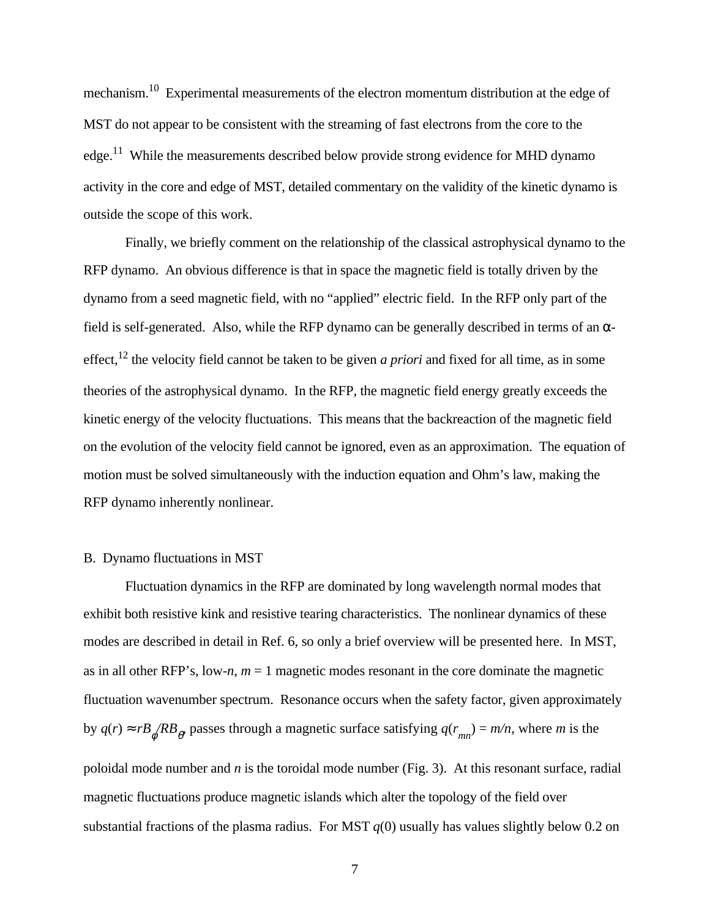mechanism.[10] Experimental measurements of the electron momentum distribution at the edge of MST do not appear to be consistent with the streaming of fast electrons from the core to the edge.[11] While the measurements described below provide strong evidence for MHD dynamo activity in the core and edge of MST, detailed commentary on the validity of the kinetic dynamo is outside the scope of this work.

Finally, we briefly comment on the relationship of the classical astrophysical dynamo to the RFP dynamo. An obvious difference is that in space the magnetic field is totally driven by the dynamo from a seed magnetic field, with no "applied" electric field. In the RFP only part of the field is self-generated. Also, while the RFP dynamo can be generally described in terms of an α-effect,[12] the velocity field cannot be taken to be given *a priori* and fixed for all time, as in some theories of the astrophysical dynamo. In the RFP, the magnetic field energy greatly exceeds the kinetic energy of the velocity fluctuations. This means that the backreaction of the magnetic field on the evolution of the velocity field cannot be ignored, even as an approximation. The equation of motion must be solved simultaneously with the induction equation and Ohm's law, making the RFP dynamo inherently nonlinear.

## B. Dynamo fluctuations in MST

Fluctuation dynamics in the RFP are dominated by long wavelength normal modes that exhibit both resistive kink and resistive tearing characteristics. The nonlinear dynamics of these modes are described in detail in Ref. 6, so only a brief overview will be presented here. In MST, as in all other RFP's, low-$n$, $m = 1$ magnetic modes resonant in the core dominate the magnetic fluctuation wavenumber spectrum. Resonance occurs when the safety factor, given approximately by $q(r) \approx rB_\phi/RB_\theta$, passes through a magnetic surface satisfying $q(r_{mn}) = m/n$, where $m$ is the poloidal mode number and $n$ is the toroidal mode number (Fig. 3). At this resonant surface, radial magnetic fluctuations produce magnetic islands which alter the topology of the field over substantial fractions of the plasma radius. For MST $q(0)$ usually has values slightly below 0.2 on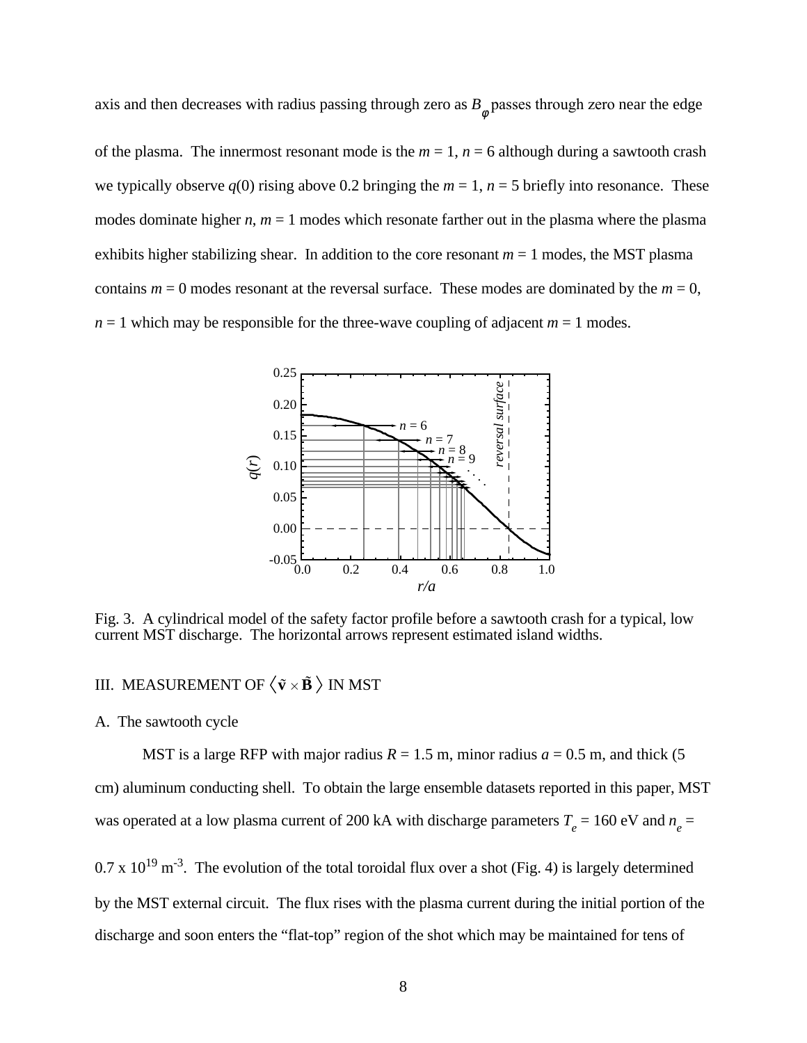axis and then decreases with radius passing through zero as $B_\varphi$ passes through zero near the edge of the plasma. The innermost resonant mode is the $m = 1$, $n = 6$ although during a sawtooth crash we typically observe $q(0)$ rising above 0.2 bringing the $m = 1$, $n = 5$ briefly into resonance. These modes dominate higher $n$, $m = 1$ modes which resonate farther out in the plasma where the plasma exhibits higher stabilizing shear. In addition to the core resonant $m = 1$ modes, the MST plasma contains $m = 0$ modes resonant at the reversal surface. These modes are dominated by the $m = 0$, $n = 1$ which may be responsible for the three-wave coupling of adjacent $m = 1$ modes.

Fig. 3. A cylindrical model of the safety factor profile before a sawtooth crash for a typical, low current MST discharge. The horizontal arrows represent estimated island widths.

## III. MEASUREMENT OF $\langle \tilde{\mathbf{v}} \times \tilde{\mathbf{B}} \rangle$ IN MST

### A. The sawtooth cycle

MST is a large RFP with major radius $R = 1.5$ m, minor radius $a = 0.5$ m, and thick (5 cm) aluminum conducting shell. To obtain the large ensemble datasets reported in this paper, MST was operated at a low plasma current of 200 kA with discharge parameters $T_e = 160$ eV and $n_e = 0.7 \times 10^{19}$ m$^{-3}$. The evolution of the total toroidal flux over a shot (Fig. 4) is largely determined by the MST external circuit. The flux rises with the plasma current during the initial portion of the discharge and soon enters the "flat-top" region of the shot which may be maintained for tens of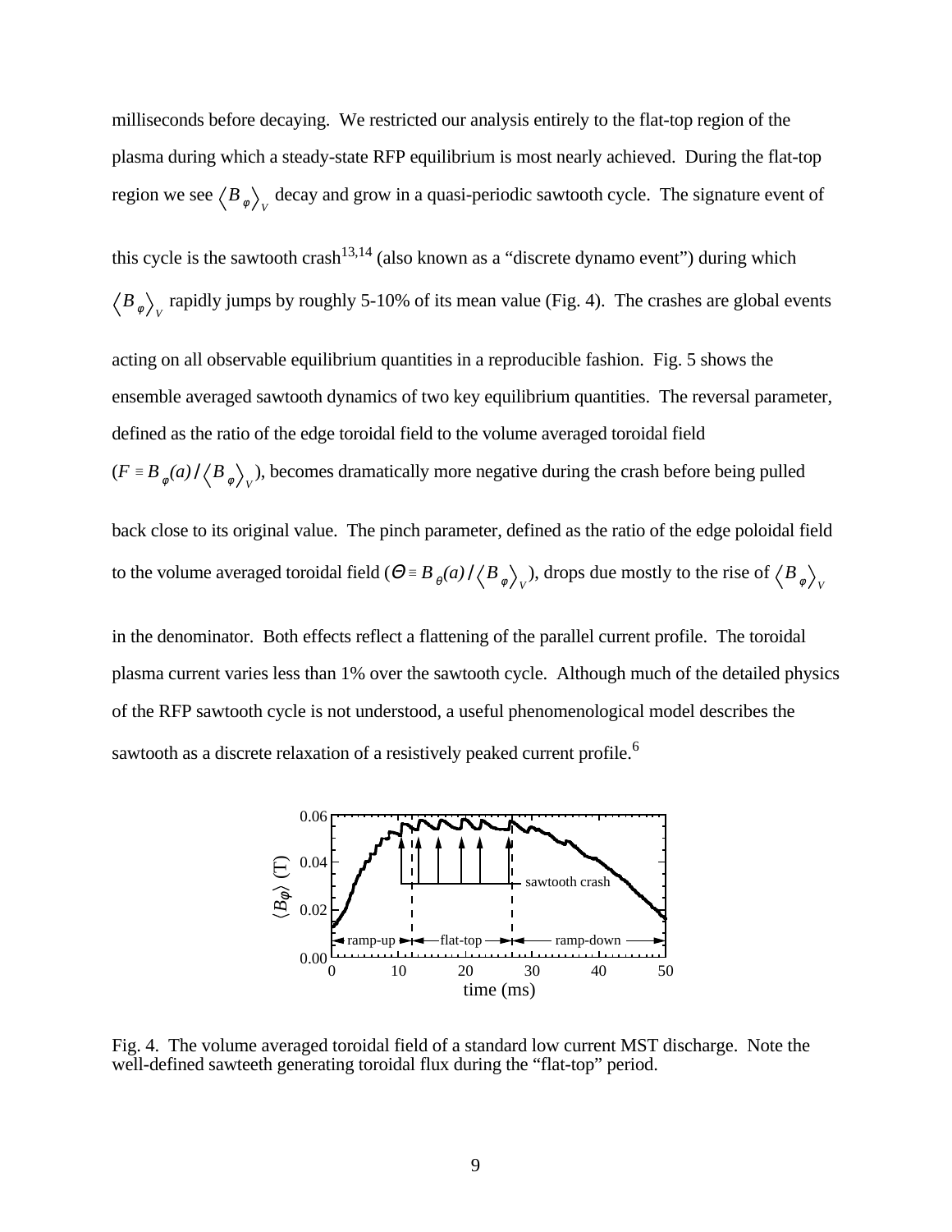milliseconds before decaying. We restricted our analysis entirely to the flat-top region of the plasma during which a steady-state RFP equilibrium is most nearly achieved. During the flat-top region we see $\langle B_\varphi \rangle_V$ decay and grow in a quasi-periodic sawtooth cycle. The signature event of this cycle is the sawtooth crash[13,14] (also known as a "discrete dynamo event") during which $\langle B_\varphi \rangle_V$ rapidly jumps by roughly 5-10% of its mean value (Fig. 4). The crashes are global events acting on all observable equilibrium quantities in a reproducible fashion. Fig. 5 shows the ensemble averaged sawtooth dynamics of two key equilibrium quantities. The reversal parameter, defined as the ratio of the edge toroidal field to the volume averaged toroidal field ($F \equiv B_\varphi(a)/\langle B_\varphi \rangle_V$), becomes dramatically more negative during the crash before being pulled back close to its original value. The pinch parameter, defined as the ratio of the edge poloidal field to the volume averaged toroidal field ($\Theta \equiv B_\theta(a)/\langle B_\varphi \rangle_V$), drops due mostly to the rise of $\langle B_\varphi \rangle_V$ in the denominator. Both effects reflect a flattening of the parallel current profile. The toroidal plasma current varies less than 1% over the sawtooth cycle. Although much of the detailed physics of the RFP sawtooth cycle is not understood, a useful phenomenological model describes the sawtooth as a discrete relaxation of a resistively peaked current profile.[6]

Fig. 4. The volume averaged toroidal field of a standard low current MST discharge. Note the well-defined sawteeth generating toroidal flux during the "flat-top" period.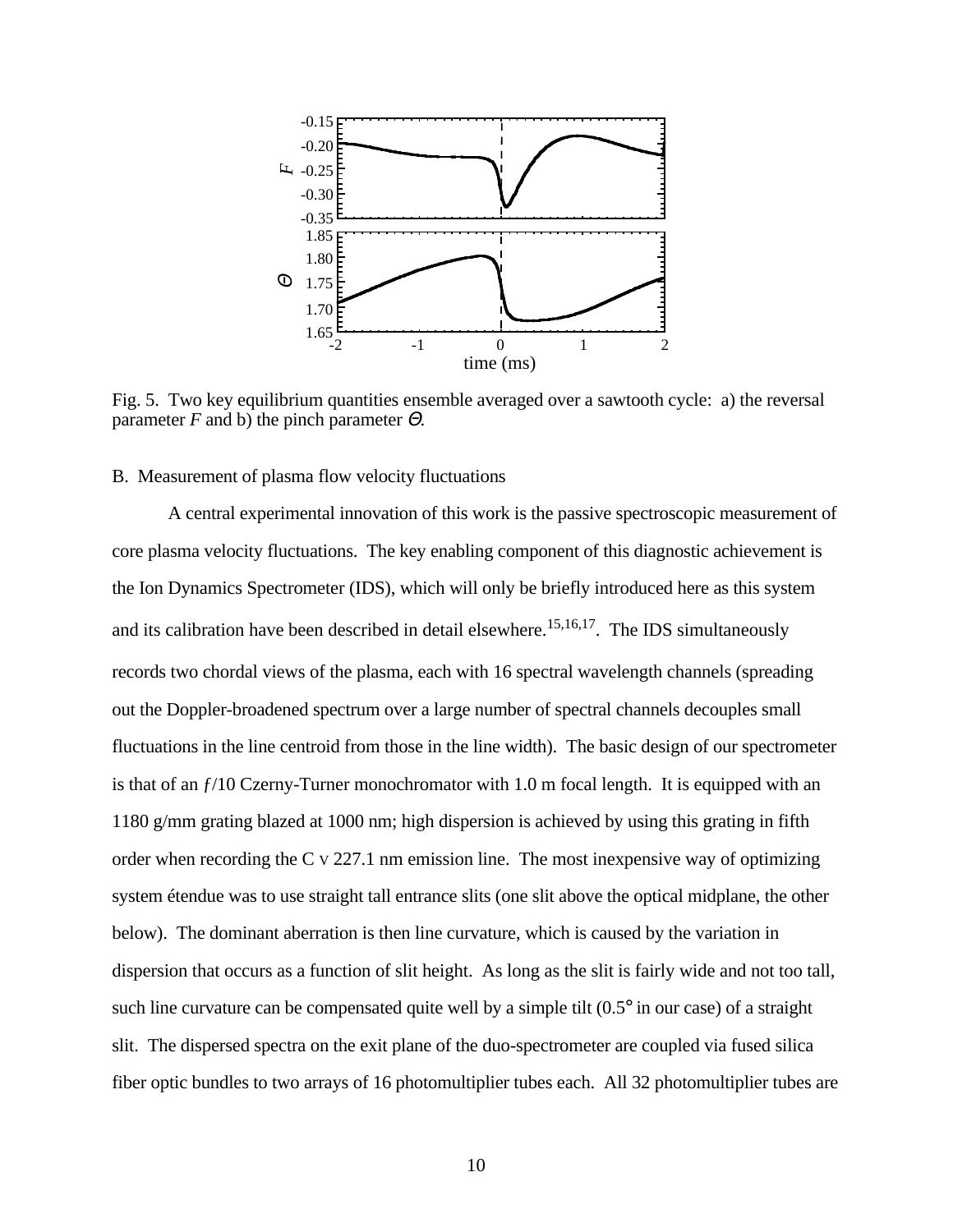Fig. 5. Two key equilibrium quantities ensemble averaged over a sawtooth cycle: a) the reversal parameter $F$ and b) the pinch parameter $\Theta$.

B. Measurement of plasma flow velocity fluctuations

A central experimental innovation of this work is the passive spectroscopic measurement of core plasma velocity fluctuations. The key enabling component of this diagnostic achievement is the Ion Dynamics Spectrometer (IDS), which will only be briefly introduced here as this system and its calibration have been described in detail elsewhere.[15,16,17]. The IDS simultaneously records two chordal views of the plasma, each with 16 spectral wavelength channels (spreading out the Doppler-broadened spectrum over a large number of spectral channels decouples small fluctuations in the line centroid from those in the line width). The basic design of our spectrometer is that of an $f/10$ Czerny-Turner monochromator with 1.0 m focal length. It is equipped with an 1180 g/mm grating blazed at 1000 nm; high dispersion is achieved by using this grating in fifth order when recording the C V 227.1 nm emission line. The most inexpensive way of optimizing system étendue was to use straight tall entrance slits (one slit above the optical midplane, the other below). The dominant aberration is then line curvature, which is caused by the variation in dispersion that occurs as a function of slit height. As long as the slit is fairly wide and not too tall, such line curvature can be compensated quite well by a simple tilt (0.5° in our case) of a straight slit. The dispersed spectra on the exit plane of the duo-spectrometer are coupled via fused silica fiber optic bundles to two arrays of 16 photomultiplier tubes each. All 32 photomultiplier tubes are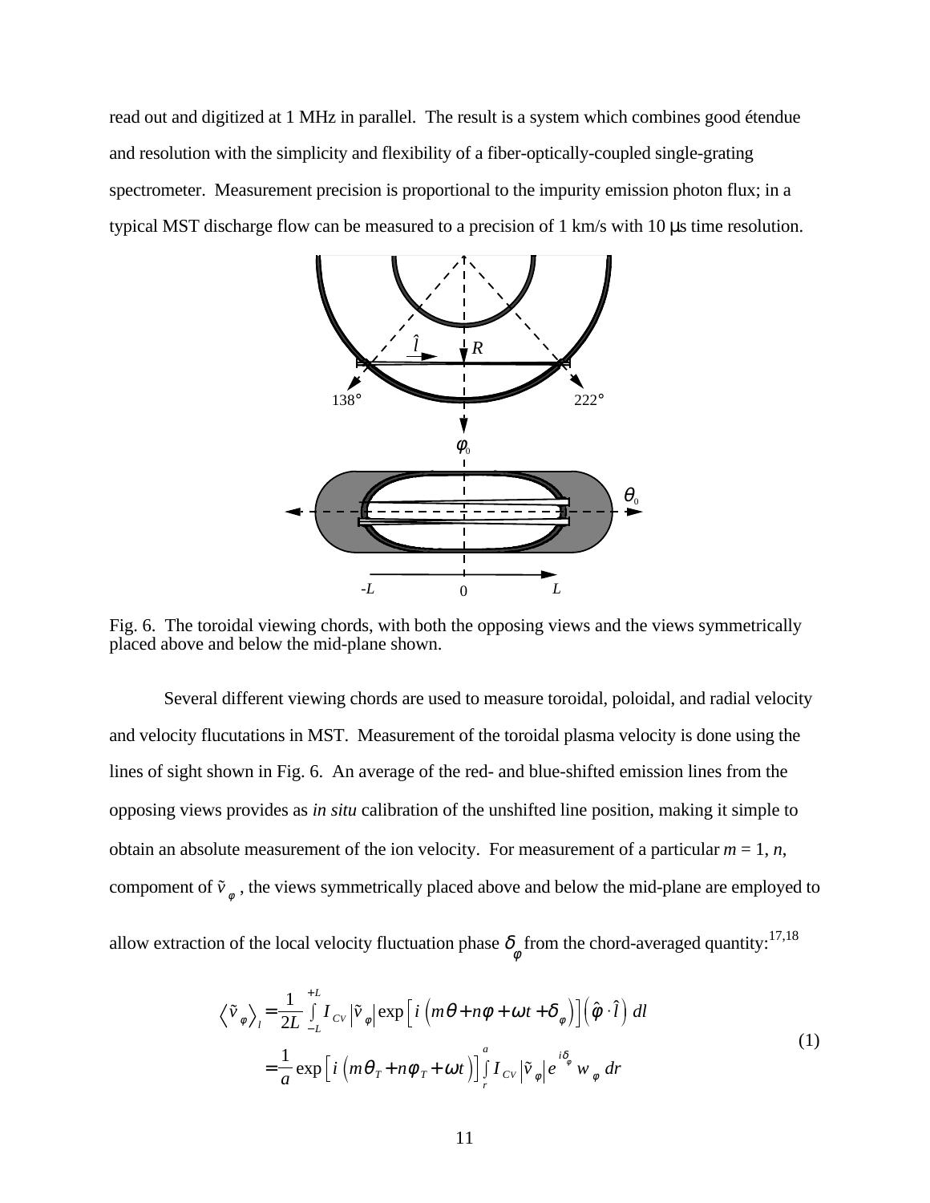read out and digitized at 1 MHz in parallel. The result is a system which combines good étendue and resolution with the simplicity and flexibility of a fiber-optically-coupled single-grating spectrometer. Measurement precision is proportional to the impurity emission photon flux; in a typical MST discharge flow can be measured to a precision of 1 km/s with 10 μs time resolution.

Fig. 6. The toroidal viewing chords, with both the opposing views and the views symmetrically placed above and below the mid-plane shown.

Several different viewing chords are used to measure toroidal, poloidal, and radial velocity and velocity flucutations in MST. Measurement of the toroidal plasma velocity is done using the lines of sight shown in Fig. 6. An average of the red- and blue-shifted emission lines from the opposing views provides as *in situ* calibration of the unshifted line position, making it simple to obtain an absolute measurement of the ion velocity. For measurement of a particular $m = 1$, $n$, compoment of $\tilde{v}_{\phi}$, the views symmetrically placed above and below the mid-plane are employed to allow extraction of the local velocity fluctuation phase $\delta_{\phi}$ from the chord-averaged quantity:[17,18]

$$
\begin{aligned}
\left\langle \tilde{v}_{\phi} \right\rangle_{l} &= \frac{1}{2L} \int_{-L}^{+L} I_{CV} \left| \tilde{v}_{\phi} \right| \exp\left[ i \left( m\theta + n\phi + \omega t + \delta_{\phi} \right) \right] \left( \hat{\phi} \cdot \hat{l} \right) dl \\
&= \frac{1}{a} \exp\left[ i \left( m\theta_{T} + n\phi_{T} + \omega t \right) \right] \int_{r}^{a} I_{CV} \left| \tilde{v}_{\phi} \right| e^{i\delta_{\phi}} w_{\phi} \, dr
\end{aligned}
\tag{1}
$$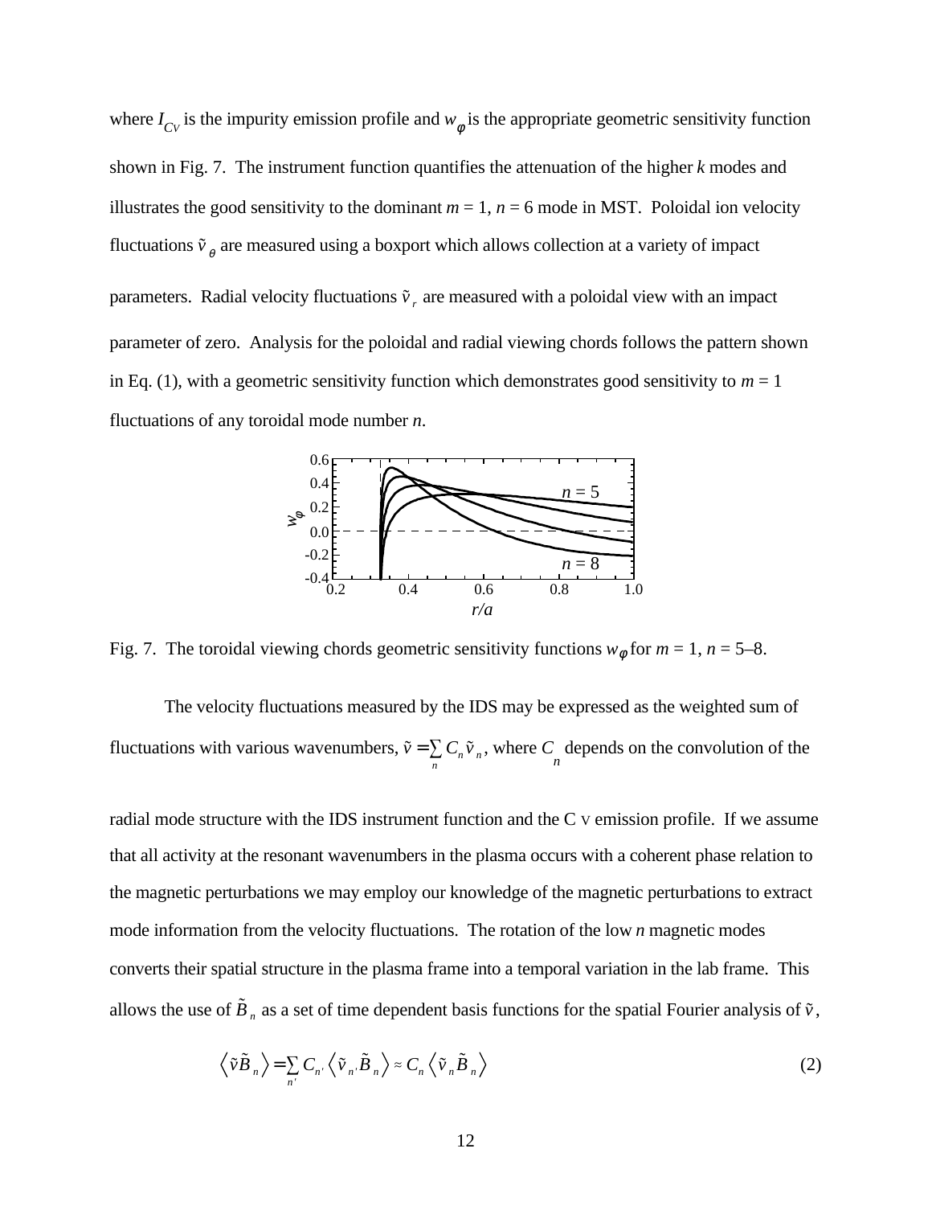where $I_{CV}$ is the impurity emission profile and $w_\phi$ is the appropriate geometric sensitivity function shown in Fig. 7. The instrument function quantifies the attenuation of the higher *k* modes and illustrates the good sensitivity to the dominant $m = 1$, $n = 6$ mode in MST. Poloidal ion velocity fluctuations $\tilde{v}_\theta$ are measured using a boxport which allows collection at a variety of impact parameters. Radial velocity fluctuations $\tilde{v}_r$ are measured with a poloidal view with an impact parameter of zero. Analysis for the poloidal and radial viewing chords follows the pattern shown in Eq. (1), with a geometric sensitivity function which demonstrates good sensitivity to $m = 1$ fluctuations of any toroidal mode number *n*.

Fig. 7. The toroidal viewing chords geometric sensitivity functions $w_\phi$ for $m = 1$, $n = 5$–8.

The velocity fluctuations measured by the IDS may be expressed as the weighted sum of fluctuations with various wavenumbers, $\tilde{v} = \sum_n C_n \tilde{v}_n$, where $C_n$ depends on the convolution of the radial mode structure with the IDS instrument function and the C V emission profile. If we assume that all activity at the resonant wavenumbers in the plasma occurs with a coherent phase relation to the magnetic perturbations we may employ our knowledge of the magnetic perturbations to extract mode information from the velocity fluctuations. The rotation of the low *n* magnetic modes converts their spatial structure in the plasma frame into a temporal variation in the lab frame. This allows the use of $\tilde{B}_n$ as a set of time dependent basis functions for the spatial Fourier analysis of $\tilde{v}$,

$$\left\langle \tilde{v}\tilde{B}_n \right\rangle = \sum_{n'} C_{n'} \left\langle \tilde{v}_{n'} \tilde{B}_n \right\rangle \approx C_n \left\langle \tilde{v}_n \tilde{B}_n \right\rangle \tag{2}$$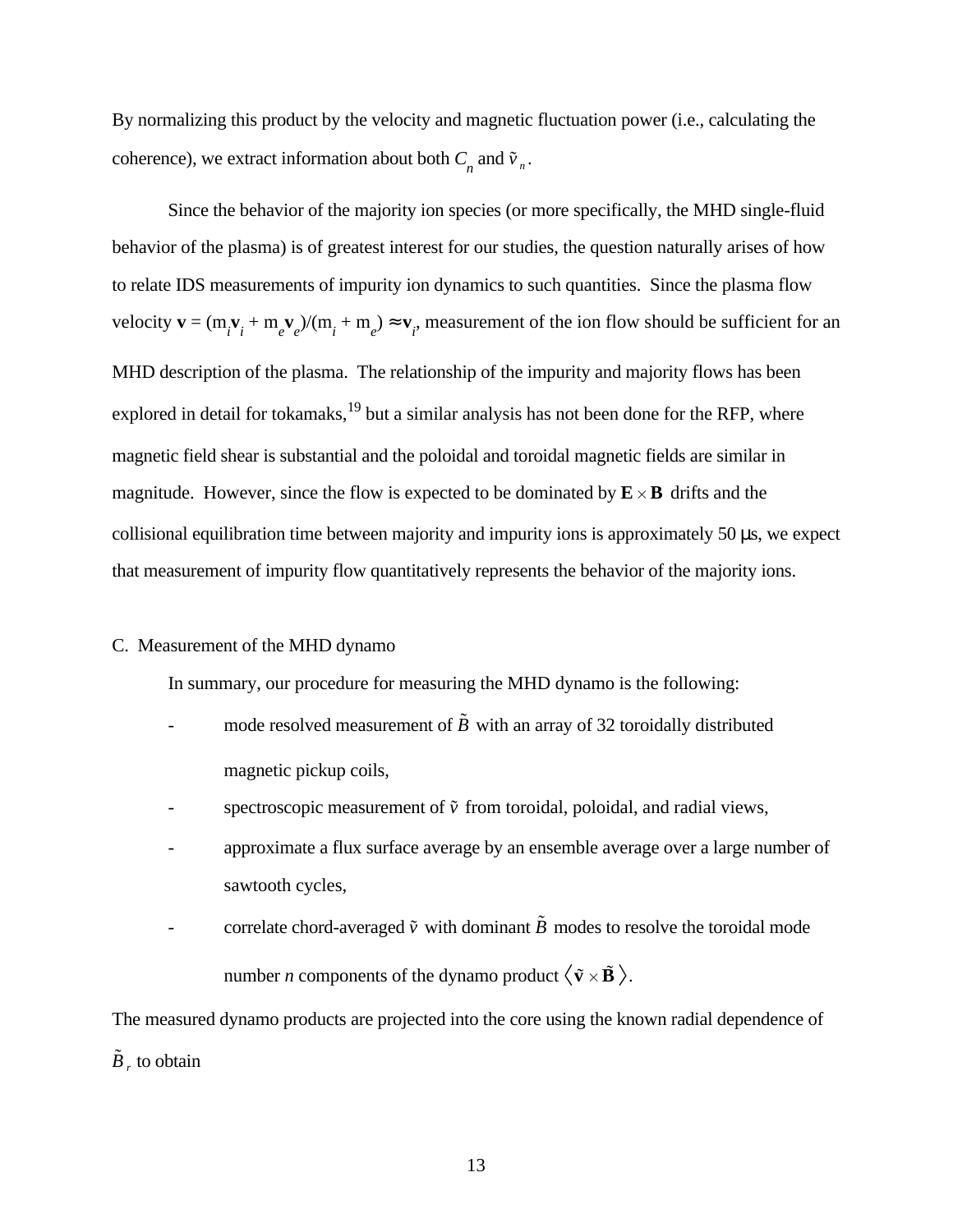By normalizing this product by the velocity and magnetic fluctuation power (i.e., calculating the coherence), we extract information about both $C_n$ and $\tilde{v}_n$.

Since the behavior of the majority ion species (or more specifically, the MHD single-fluid behavior of the plasma) is of greatest interest for our studies, the question naturally arises of how to relate IDS measurements of impurity ion dynamics to such quantities. Since the plasma flow velocity $\mathbf{v} = (m_i\mathbf{v}_i + m_e\mathbf{v}_e)/(m_i + m_e) \approx \mathbf{v}_i$, measurement of the ion flow should be sufficient for an MHD description of the plasma. The relationship of the impurity and majority flows has been explored in detail for tokamaks,[19] but a similar analysis has not been done for the RFP, where magnetic field shear is substantial and the poloidal and toroidal magnetic fields are similar in magnitude. However, since the flow is expected to be dominated by $\mathbf{E} \times \mathbf{B}$ drifts and the collisional equilibration time between majority and impurity ions is approximately 50 μs, we expect that measurement of impurity flow quantitatively represents the behavior of the majority ions.

### C. Measurement of the MHD dynamo

In summary, our procedure for measuring the MHD dynamo is the following:

- mode resolved measurement of $\tilde{B}$ with an array of 32 toroidally distributed magnetic pickup coils,
- spectroscopic measurement of $\tilde{v}$ from toroidal, poloidal, and radial views,
- approximate a flux surface average by an ensemble average over a large number of sawtooth cycles,
- correlate chord-averaged $\tilde{v}$ with dominant $\tilde{B}$ modes to resolve the toroidal mode number *n* components of the dynamo product $\langle \tilde{\mathbf{v}} \times \tilde{\mathbf{B}} \rangle$.

The measured dynamo products are projected into the core using the known radial dependence of $\tilde{B}_r$ to obtain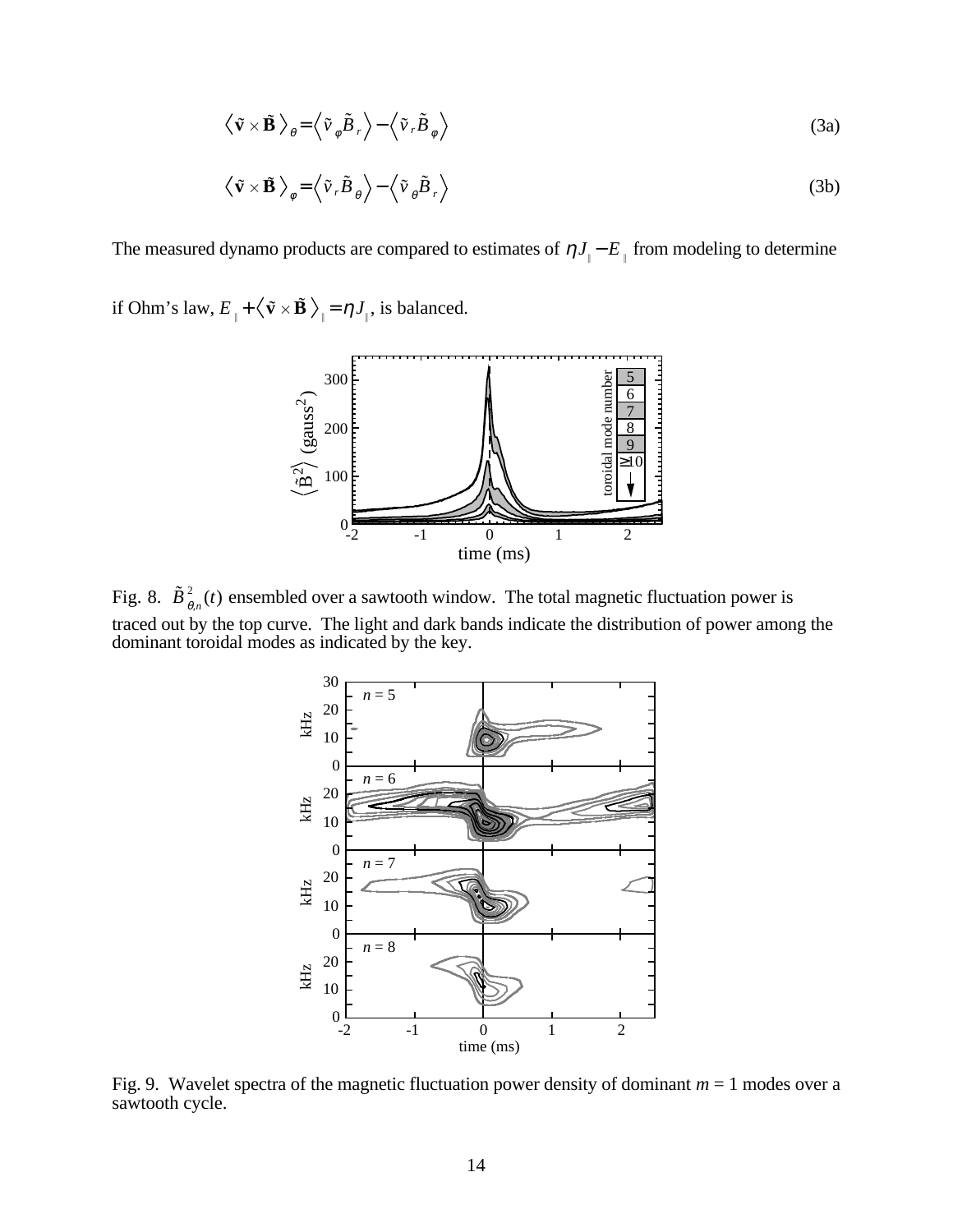$$\left\langle \tilde{\mathbf{v}} \times \tilde{\mathbf{B}} \right\rangle_{\theta} = \left\langle \tilde{v}_{\varphi} \tilde{B}_{r} \right\rangle - \left\langle \tilde{v}_{r} \tilde{B}_{\varphi} \right\rangle \tag{3a}$$

$$\left\langle \tilde{\mathbf{v}} \times \tilde{\mathbf{B}} \right\rangle_{\varphi} = \left\langle \tilde{v}_{r} \tilde{B}_{\theta} \right\rangle - \left\langle \tilde{v}_{\theta} \tilde{B}_{r} \right\rangle \tag{3b}$$

The measured dynamo products are compared to estimates of $\eta J_{\parallel} - E_{\parallel}$ from modeling to determine if Ohm's law, $E_{\parallel} + \left\langle \tilde{\mathbf{v}} \times \tilde{\mathbf{B}} \right\rangle_{\parallel} = \eta J_{\parallel}$, is balanced.

Fig. 8. $\tilde{B}^{2}_{\theta,n}(t)$ ensembled over a sawtooth window. The total magnetic fluctuation power is traced out by the top curve. The light and dark bands indicate the distribution of power among the dominant toroidal modes as indicated by the key.

Fig. 9. Wavelet spectra of the magnetic fluctuation power density of dominant $m = 1$ modes over a sawtooth cycle.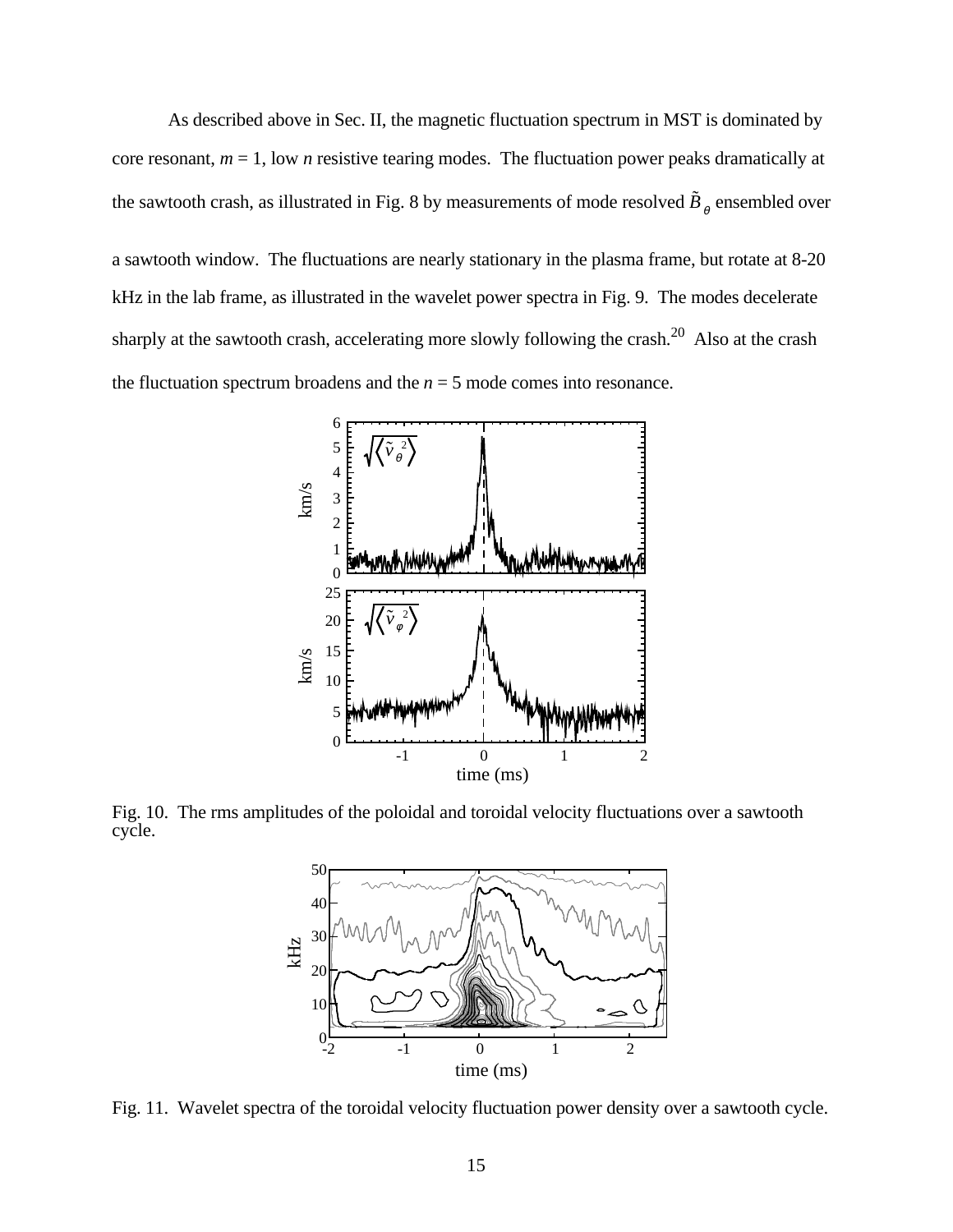As described above in Sec. II, the magnetic fluctuation spectrum in MST is dominated by core resonant, $m = 1$, low $n$ resistive tearing modes. The fluctuation power peaks dramatically at the sawtooth crash, as illustrated in Fig. 8 by measurements of mode resolved $\tilde{B}_\theta$ ensembled over a sawtooth window. The fluctuations are nearly stationary in the plasma frame, but rotate at 8-20 kHz in the lab frame, as illustrated in the wavelet power spectra in Fig. 9. The modes decelerate sharply at the sawtooth crash, accelerating more slowly following the crash.[20] Also at the crash the fluctuation spectrum broadens and the $n = 5$ mode comes into resonance.

Fig. 10. The rms amplitudes of the poloidal and toroidal velocity fluctuations over a sawtooth cycle.

Fig. 11. Wavelet spectra of the toroidal velocity fluctuation power density over a sawtooth cycle.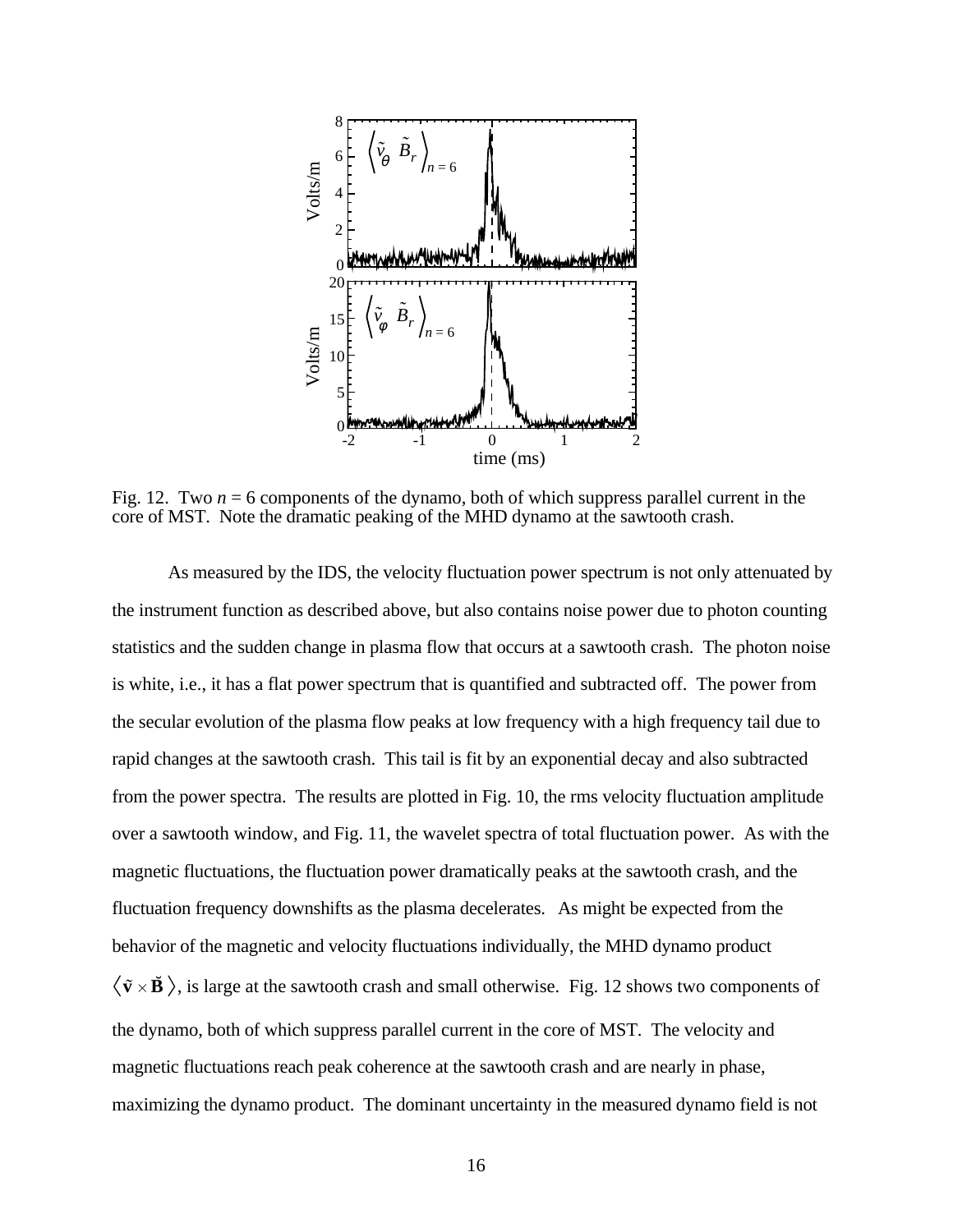Fig. 12. Two $n = 6$ components of the dynamo, both of which suppress parallel current in the core of MST. Note the dramatic peaking of the MHD dynamo at the sawtooth crash.

As measured by the IDS, the velocity fluctuation power spectrum is not only attenuated by the instrument function as described above, but also contains noise power due to photon counting statistics and the sudden change in plasma flow that occurs at a sawtooth crash. The photon noise is white, i.e., it has a flat power spectrum that is quantified and subtracted off. The power from the secular evolution of the plasma flow peaks at low frequency with a high frequency tail due to rapid changes at the sawtooth crash. This tail is fit by an exponential decay and also subtracted from the power spectra. The results are plotted in Fig. 10, the rms velocity fluctuation amplitude over a sawtooth window, and Fig. 11, the wavelet spectra of total fluctuation power. As with the magnetic fluctuations, the fluctuation power dramatically peaks at the sawtooth crash, and the fluctuation frequency downshifts as the plasma decelerates. As might be expected from the behavior of the magnetic and velocity fluctuations individually, the MHD dynamo product $\langle \tilde{\mathbf{v}} \times \tilde{\mathbf{B}} \rangle$, is large at the sawtooth crash and small otherwise. Fig. 12 shows two components of the dynamo, both of which suppress parallel current in the core of MST. The velocity and magnetic fluctuations reach peak coherence at the sawtooth crash and are nearly in phase, maximizing the dynamo product. The dominant uncertainty in the measured dynamo field is not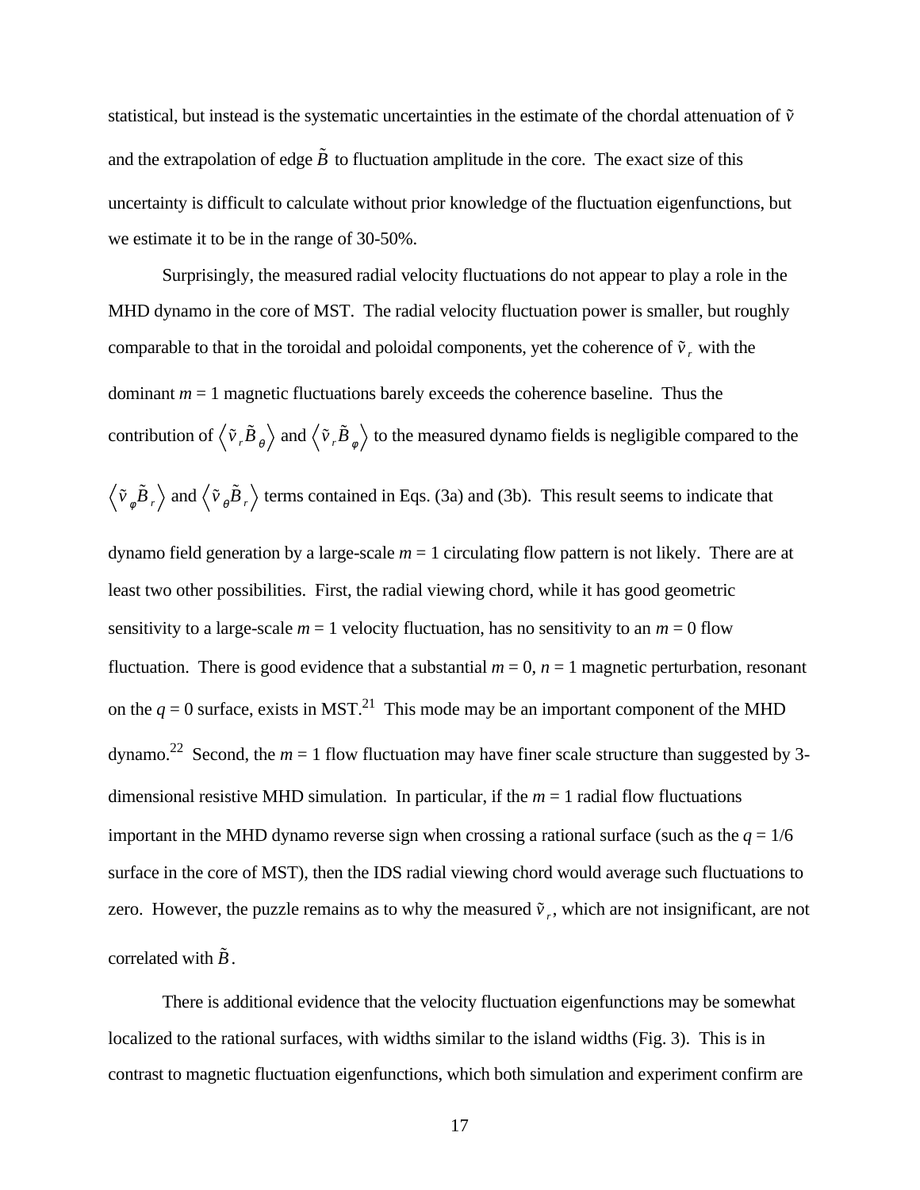statistical, but instead is the systematic uncertainties in the estimate of the chordal attenuation of $\tilde{v}$ and the extrapolation of edge $\tilde{B}$ to fluctuation amplitude in the core. The exact size of this uncertainty is difficult to calculate without prior knowledge of the fluctuation eigenfunctions, but we estimate it to be in the range of 30-50%.

Surprisingly, the measured radial velocity fluctuations do not appear to play a role in the MHD dynamo in the core of MST. The radial velocity fluctuation power is smaller, but roughly comparable to that in the toroidal and poloidal components, yet the coherence of $\tilde{v}_r$ with the dominant $m = 1$ magnetic fluctuations barely exceeds the coherence baseline. Thus the contribution of $\left\langle \tilde{v}_r \tilde{B}_\theta \right\rangle$ and $\left\langle \tilde{v}_r \tilde{B}_\varphi \right\rangle$ to the measured dynamo fields is negligible compared to the $\left\langle \tilde{v}_\varphi \tilde{B}_r \right\rangle$ and $\left\langle \tilde{v}_\theta \tilde{B}_r \right\rangle$ terms contained in Eqs. (3a) and (3b). This result seems to indicate that dynamo field generation by a large-scale $m = 1$ circulating flow pattern is not likely. There are at least two other possibilities. First, the radial viewing chord, while it has good geometric sensitivity to a large-scale $m = 1$ velocity fluctuation, has no sensitivity to an $m = 0$ flow fluctuation. There is good evidence that a substantial $m = 0$, $n = 1$ magnetic perturbation, resonant on the $q = 0$ surface, exists in MST.[21] This mode may be an important component of the MHD dynamo.[22] Second, the $m = 1$ flow fluctuation may have finer scale structure than suggested by 3-dimensional resistive MHD simulation. In particular, if the $m = 1$ radial flow fluctuations important in the MHD dynamo reverse sign when crossing a rational surface (such as the $q = 1/6$ surface in the core of MST), then the IDS radial viewing chord would average such fluctuations to zero. However, the puzzle remains as to why the measured $\tilde{v}_r$, which are not insignificant, are not correlated with $\tilde{B}$.

There is additional evidence that the velocity fluctuation eigenfunctions may be somewhat localized to the rational surfaces, with widths similar to the island widths (Fig. 3). This is in contrast to magnetic fluctuation eigenfunctions, which both simulation and experiment confirm are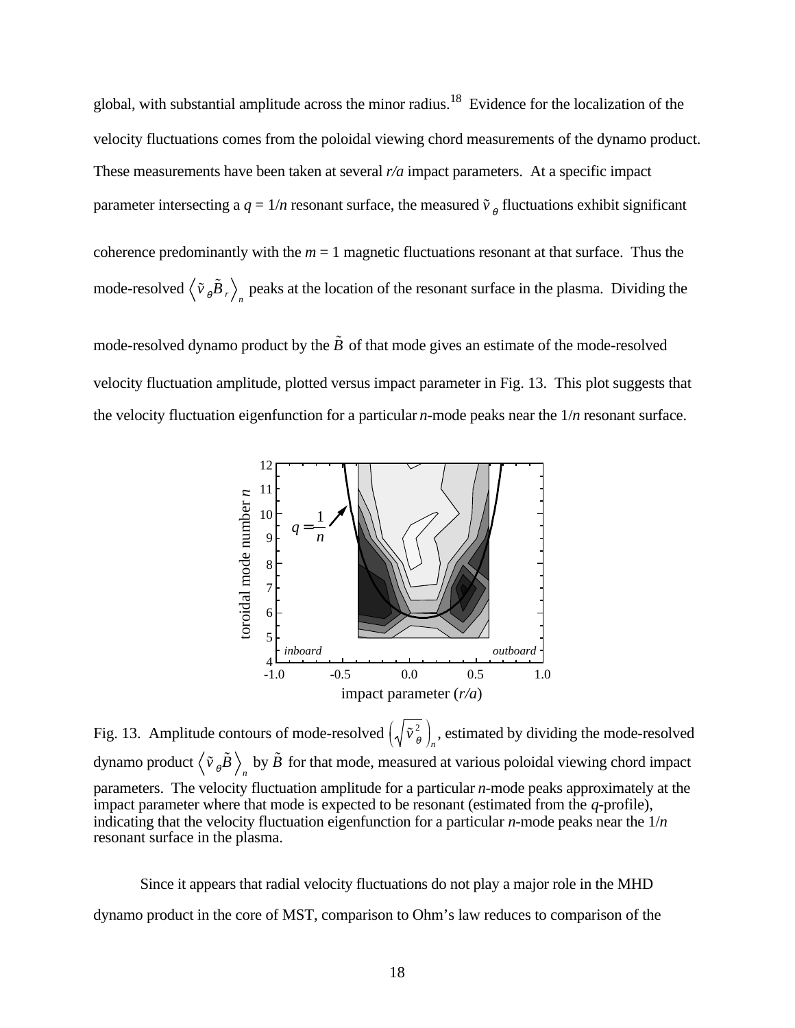global, with substantial amplitude across the minor radius.[18] Evidence for the localization of the velocity fluctuations comes from the poloidal viewing chord measurements of the dynamo product. These measurements have been taken at several *r/a* impact parameters. At a specific impact parameter intersecting a $q = 1/n$ resonant surface, the measured $\tilde{v}_\theta$ fluctuations exhibit significant coherence predominantly with the $m = 1$ magnetic fluctuations resonant at that surface. Thus the mode-resolved $\langle \tilde{v}_\theta \tilde{B}_r \rangle_n$ peaks at the location of the resonant surface in the plasma. Dividing the mode-resolved dynamo product by the $\tilde{B}$ of that mode gives an estimate of the mode-resolved velocity fluctuation amplitude, plotted versus impact parameter in Fig. 13. This plot suggests that the velocity fluctuation eigenfunction for a particular *n*-mode peaks near the $1/n$ resonant surface.

Fig. 13. Amplitude contours of mode-resolved $\left(\sqrt{\tilde{v}_\theta^2}\right)_n$, estimated by dividing the mode-resolved dynamo product $\langle \tilde{v}_\theta \tilde{B} \rangle_n$ by $\tilde{B}$ for that mode, measured at various poloidal viewing chord impact parameters. The velocity fluctuation amplitude for a particular *n*-mode peaks approximately at the impact parameter where that mode is expected to be resonant (estimated from the *q*-profile), indicating that the velocity fluctuation eigenfunction for a particular *n*-mode peaks near the $1/n$ resonant surface in the plasma.

Since it appears that radial velocity fluctuations do not play a major role in the MHD dynamo product in the core of MST, comparison to Ohm's law reduces to comparison of the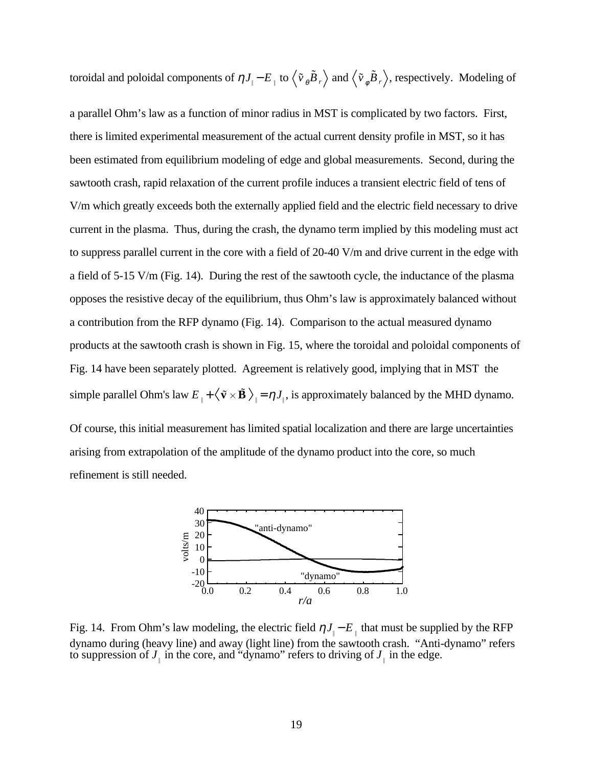toroidal and poloidal components of $\eta J_{\parallel} - E_{\parallel}$ to $\langle \tilde{v}_{\theta} \tilde{B}_r \rangle$ and $\langle \tilde{v}_{\varphi} \tilde{B}_r \rangle$, respectively. Modeling of a parallel Ohm's law as a function of minor radius in MST is complicated by two factors. First, there is limited experimental measurement of the actual current density profile in MST, so it has been estimated from equilibrium modeling of edge and global measurements. Second, during the sawtooth crash, rapid relaxation of the current profile induces a transient electric field of tens of V/m which greatly exceeds both the externally applied field and the electric field necessary to drive current in the plasma. Thus, during the crash, the dynamo term implied by this modeling must act to suppress parallel current in the core with a field of 20-40 V/m and drive current in the edge with a field of 5-15 V/m (Fig. 14). During the rest of the sawtooth cycle, the inductance of the plasma opposes the resistive decay of the equilibrium, thus Ohm's law is approximately balanced without a contribution from the RFP dynamo (Fig. 14). Comparison to the actual measured dynamo products at the sawtooth crash is shown in Fig. 15, where the toroidal and poloidal components of Fig. 14 have been separately plotted. Agreement is relatively good, implying that in MST the simple parallel Ohm's law $E_{\parallel} + \langle \tilde{\mathbf{v}} \times \tilde{\mathbf{B}} \rangle_{\parallel} = \eta J_{\parallel}$, is approximately balanced by the MHD dynamo.

Of course, this initial measurement has limited spatial localization and there are large uncertainties arising from extrapolation of the amplitude of the dynamo product into the core, so much refinement is still needed.

Fig. 14. From Ohm's law modeling, the electric field $\eta J_{\parallel} - E_{\parallel}$ that must be supplied by the RFP dynamo during (heavy line) and away (light line) from the sawtooth crash. "Anti-dynamo" refers to suppression of $J_{\parallel}$ in the core, and "dynamo" refers to driving of $J_{\parallel}$ in the edge.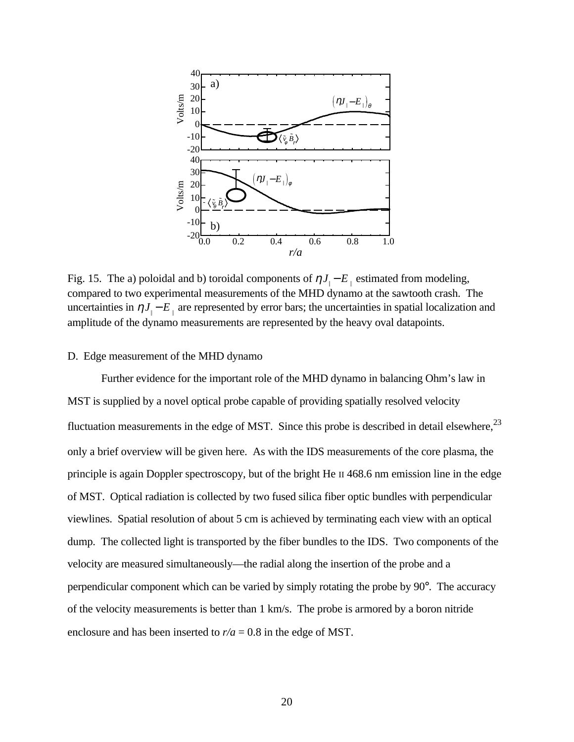Fig. 15. The a) poloidal and b) toroidal components of $\eta J_{\parallel} - E_{\parallel}$ estimated from modeling, compared to two experimental measurements of the MHD dynamo at the sawtooth crash. The uncertainties in $\eta J_{\parallel} - E_{\parallel}$ are represented by error bars; the uncertainties in spatial localization and amplitude of the dynamo measurements are represented by the heavy oval datapoints.

D. Edge measurement of the MHD dynamo

Further evidence for the important role of the MHD dynamo in balancing Ohm's law in MST is supplied by a novel optical probe capable of providing spatially resolved velocity fluctuation measurements in the edge of MST. Since this probe is described in detail elsewhere,[23] only a brief overview will be given here. As with the IDS measurements of the core plasma, the principle is again Doppler spectroscopy, but of the bright He II 468.6 nm emission line in the edge of MST. Optical radiation is collected by two fused silica fiber optic bundles with perpendicular viewlines. Spatial resolution of about 5 cm is achieved by terminating each view with an optical dump. The collected light is transported by the fiber bundles to the IDS. Two components of the velocity are measured simultaneously—the radial along the insertion of the probe and a perpendicular component which can be varied by simply rotating the probe by 90°. The accuracy of the velocity measurements is better than 1 km/s. The probe is armored by a boron nitride enclosure and has been inserted to *r/a* = 0.8 in the edge of MST.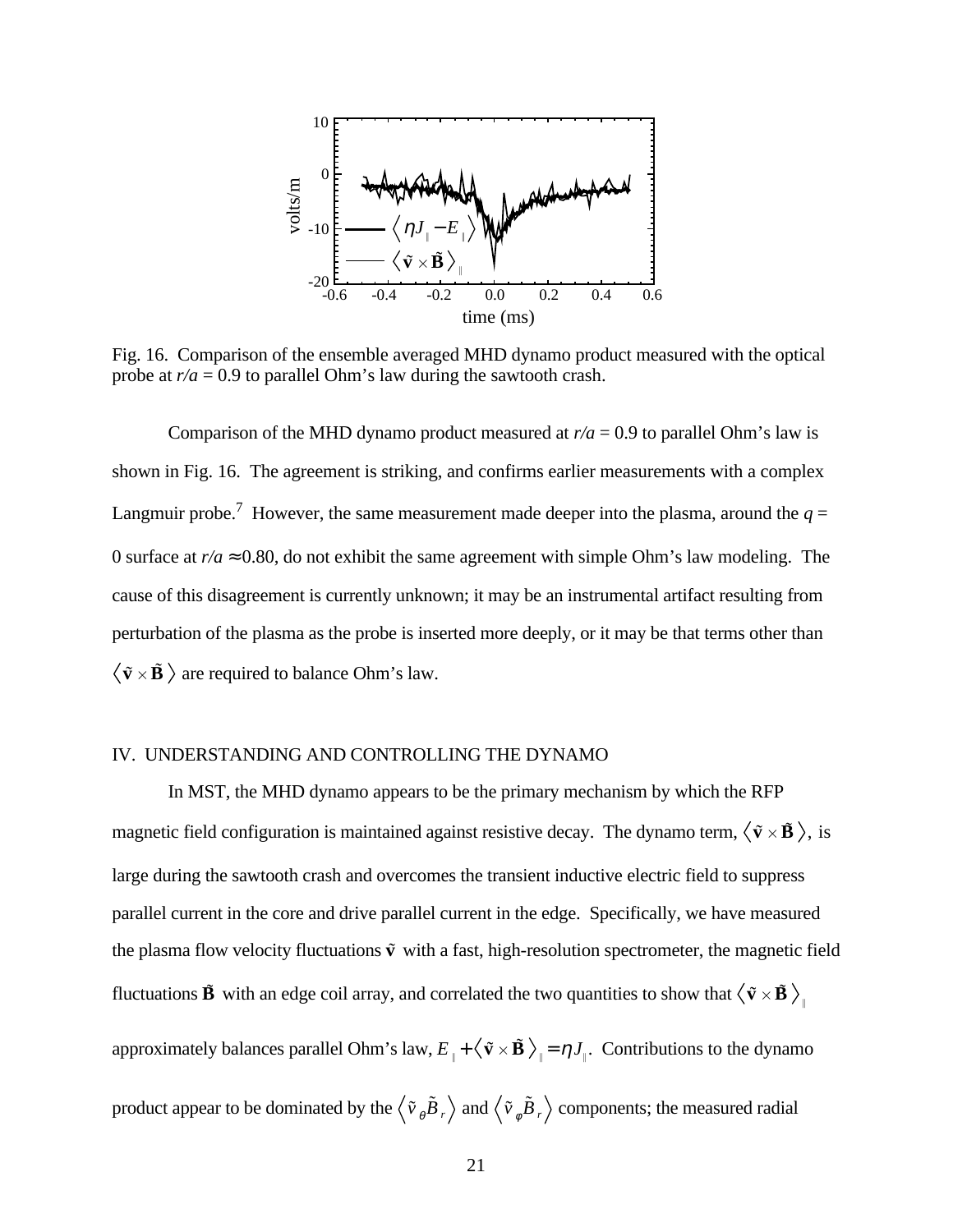Fig. 16. Comparison of the ensemble averaged MHD dynamo product measured with the optical probe at $r/a$ = 0.9 to parallel Ohm's law during the sawtooth crash.

Comparison of the MHD dynamo product measured at $r/a$ = 0.9 to parallel Ohm's law is shown in Fig. 16. The agreement is striking, and confirms earlier measurements with a complex Langmuir probe.[7] However, the same measurement made deeper into the plasma, around the $q$ = 0 surface at $r/a \approx 0.80$, do not exhibit the same agreement with simple Ohm's law modeling. The cause of this disagreement is currently unknown; it may be an instrumental artifact resulting from perturbation of the plasma as the probe is inserted more deeply, or it may be that terms other than $\langle \tilde{\mathbf{v}} \times \tilde{\mathbf{B}} \rangle$ are required to balance Ohm's law.

## IV. UNDERSTANDING AND CONTROLLING THE DYNAMO

In MST, the MHD dynamo appears to be the primary mechanism by which the RFP magnetic field configuration is maintained against resistive decay. The dynamo term, $\langle \tilde{\mathbf{v}} \times \tilde{\mathbf{B}} \rangle$, is large during the sawtooth crash and overcomes the transient inductive electric field to suppress parallel current in the core and drive parallel current in the edge. Specifically, we have measured the plasma flow velocity fluctuations $\tilde{\mathbf{v}}$ with a fast, high-resolution spectrometer, the magnetic field fluctuations $\tilde{\mathbf{B}}$ with an edge coil array, and correlated the two quantities to show that $\langle \tilde{\mathbf{v}} \times \tilde{\mathbf{B}} \rangle_{\parallel}$ approximately balances parallel Ohm's law, $E_{\parallel} + \langle \tilde{\mathbf{v}} \times \tilde{\mathbf{B}} \rangle_{\parallel} = \eta J_{\parallel}$. Contributions to the dynamo product appear to be dominated by the $\langle \tilde{v}_{\theta} \tilde{B}_r \rangle$ and $\langle \tilde{v}_{\varphi} \tilde{B}_r \rangle$ components; the measured radial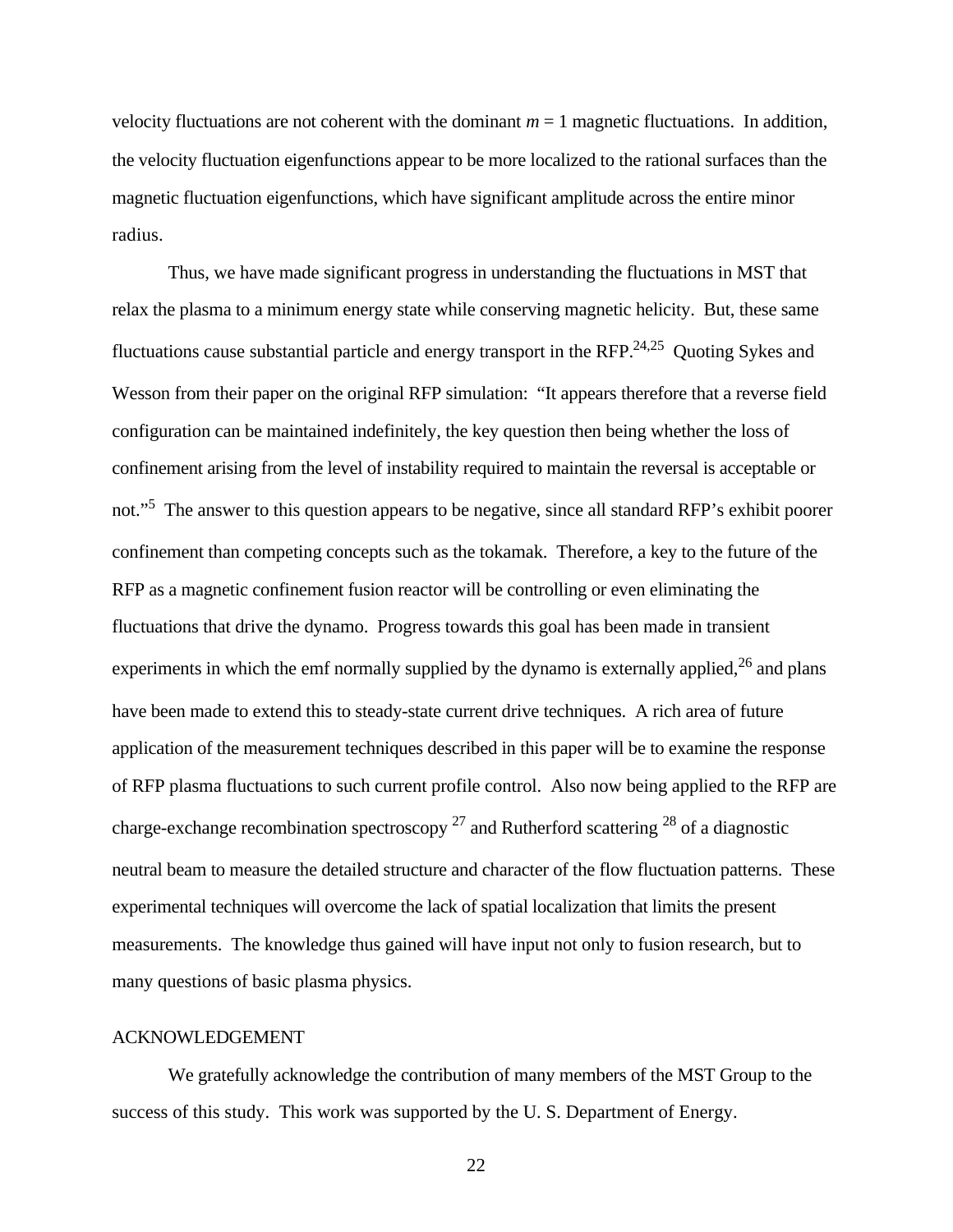velocity fluctuations are not coherent with the dominant $m = 1$ magnetic fluctuations. In addition, the velocity fluctuation eigenfunctions appear to be more localized to the rational surfaces than the magnetic fluctuation eigenfunctions, which have significant amplitude across the entire minor radius.

Thus, we have made significant progress in understanding the fluctuations in MST that relax the plasma to a minimum energy state while conserving magnetic helicity. But, these same fluctuations cause substantial particle and energy transport in the RFP.[24,25] Quoting Sykes and Wesson from their paper on the original RFP simulation: "It appears therefore that a reverse field configuration can be maintained indefinitely, the key question then being whether the loss of confinement arising from the level of instability required to maintain the reversal is acceptable or not."[5] The answer to this question appears to be negative, since all standard RFP's exhibit poorer confinement than competing concepts such as the tokamak. Therefore, a key to the future of the RFP as a magnetic confinement fusion reactor will be controlling or even eliminating the fluctuations that drive the dynamo. Progress towards this goal has been made in transient experiments in which the emf normally supplied by the dynamo is externally applied,[26] and plans have been made to extend this to steady-state current drive techniques. A rich area of future application of the measurement techniques described in this paper will be to examine the response of RFP plasma fluctuations to such current profile control. Also now being applied to the RFP are charge-exchange recombination spectroscopy [27] and Rutherford scattering [28] of a diagnostic neutral beam to measure the detailed structure and character of the flow fluctuation patterns. These experimental techniques will overcome the lack of spatial localization that limits the present measurements. The knowledge thus gained will have input not only to fusion research, but to many questions of basic plasma physics.

## ACKNOWLEDGEMENT

We gratefully acknowledge the contribution of many members of the MST Group to the success of this study. This work was supported by the U. S. Department of Energy.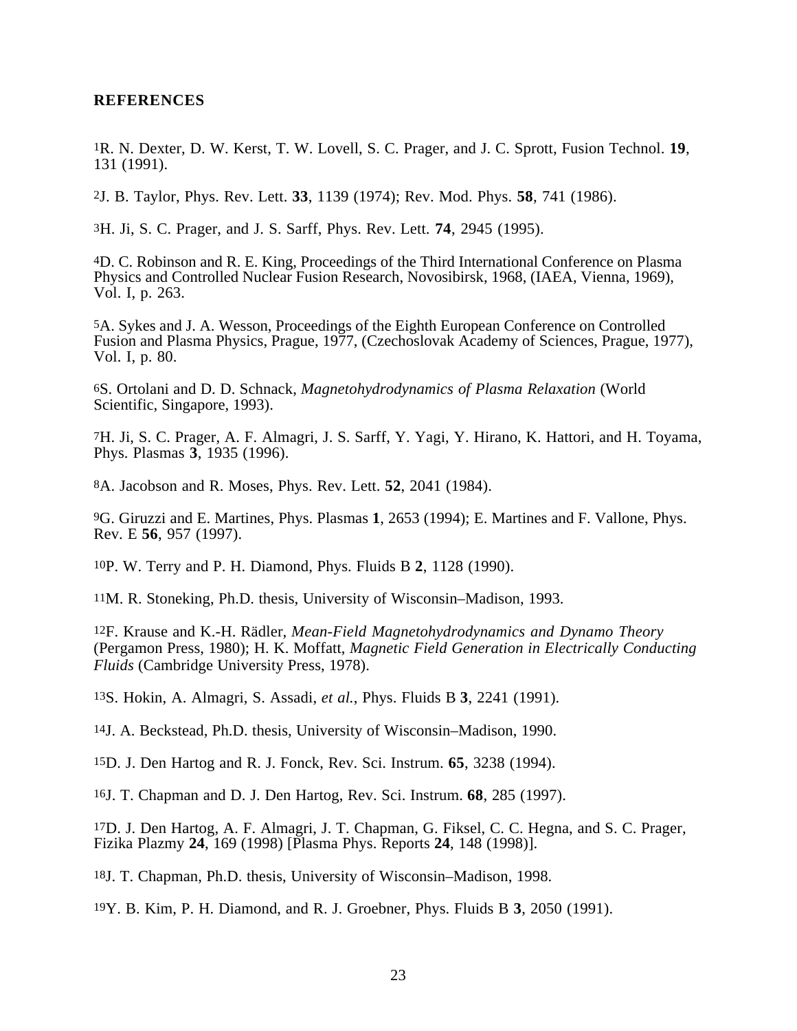## REFERENCES

[1]R. N. Dexter, D. W. Kerst, T. W. Lovell, S. C. Prager, and J. C. Sprott, Fusion Technol. **19**, 131 (1991).

[2]J. B. Taylor, Phys. Rev. Lett. **33**, 1139 (1974); Rev. Mod. Phys. **58**, 741 (1986).

[3]H. Ji, S. C. Prager, and J. S. Sarff, Phys. Rev. Lett. **74**, 2945 (1995).

[4]D. C. Robinson and R. E. King, Proceedings of the Third International Conference on Plasma Physics and Controlled Nuclear Fusion Research, Novosibirsk, 1968, (IAEA, Vienna, 1969), Vol. I, p. 263.

[5]A. Sykes and J. A. Wesson, Proceedings of the Eighth European Conference on Controlled Fusion and Plasma Physics, Prague, 1977, (Czechoslovak Academy of Sciences, Prague, 1977), Vol. I, p. 80.

[6]S. Ortolani and D. D. Schnack, *Magnetohydrodynamics of Plasma Relaxation* (World Scientific, Singapore, 1993).

[7]H. Ji, S. C. Prager, A. F. Almagri, J. S. Sarff, Y. Yagi, Y. Hirano, K. Hattori, and H. Toyama, Phys. Plasmas **3**, 1935 (1996).

[8]A. Jacobson and R. Moses, Phys. Rev. Lett. **52**, 2041 (1984).

[9]G. Giruzzi and E. Martines, Phys. Plasmas **1**, 2653 (1994); E. Martines and F. Vallone, Phys. Rev. E **56**, 957 (1997).

[10]P. W. Terry and P. H. Diamond, Phys. Fluids B **2**, 1128 (1990).

[11]M. R. Stoneking, Ph.D. thesis, University of Wisconsin–Madison, 1993.

[12]F. Krause and K.-H. Rädler, *Mean-Field Magnetohydrodynamics and Dynamo Theory* (Pergamon Press, 1980); H. K. Moffatt, *Magnetic Field Generation in Electrically Conducting Fluids* (Cambridge University Press, 1978).

[13]S. Hokin, A. Almagri, S. Assadi, *et al.*, Phys. Fluids B **3**, 2241 (1991).

[14]J. A. Beckstead, Ph.D. thesis, University of Wisconsin–Madison, 1990.

[15]D. J. Den Hartog and R. J. Fonck, Rev. Sci. Instrum. **65**, 3238 (1994).

[16]J. T. Chapman and D. J. Den Hartog, Rev. Sci. Instrum. **68**, 285 (1997).

[17]D. J. Den Hartog, A. F. Almagri, J. T. Chapman, G. Fiksel, C. C. Hegna, and S. C. Prager, Fizika Plazmy **24**, 169 (1998) [Plasma Phys. Reports **24**, 148 (1998)].

[18]J. T. Chapman, Ph.D. thesis, University of Wisconsin–Madison, 1998.

[19]Y. B. Kim, P. H. Diamond, and R. J. Groebner, Phys. Fluids B **3**, 2050 (1991).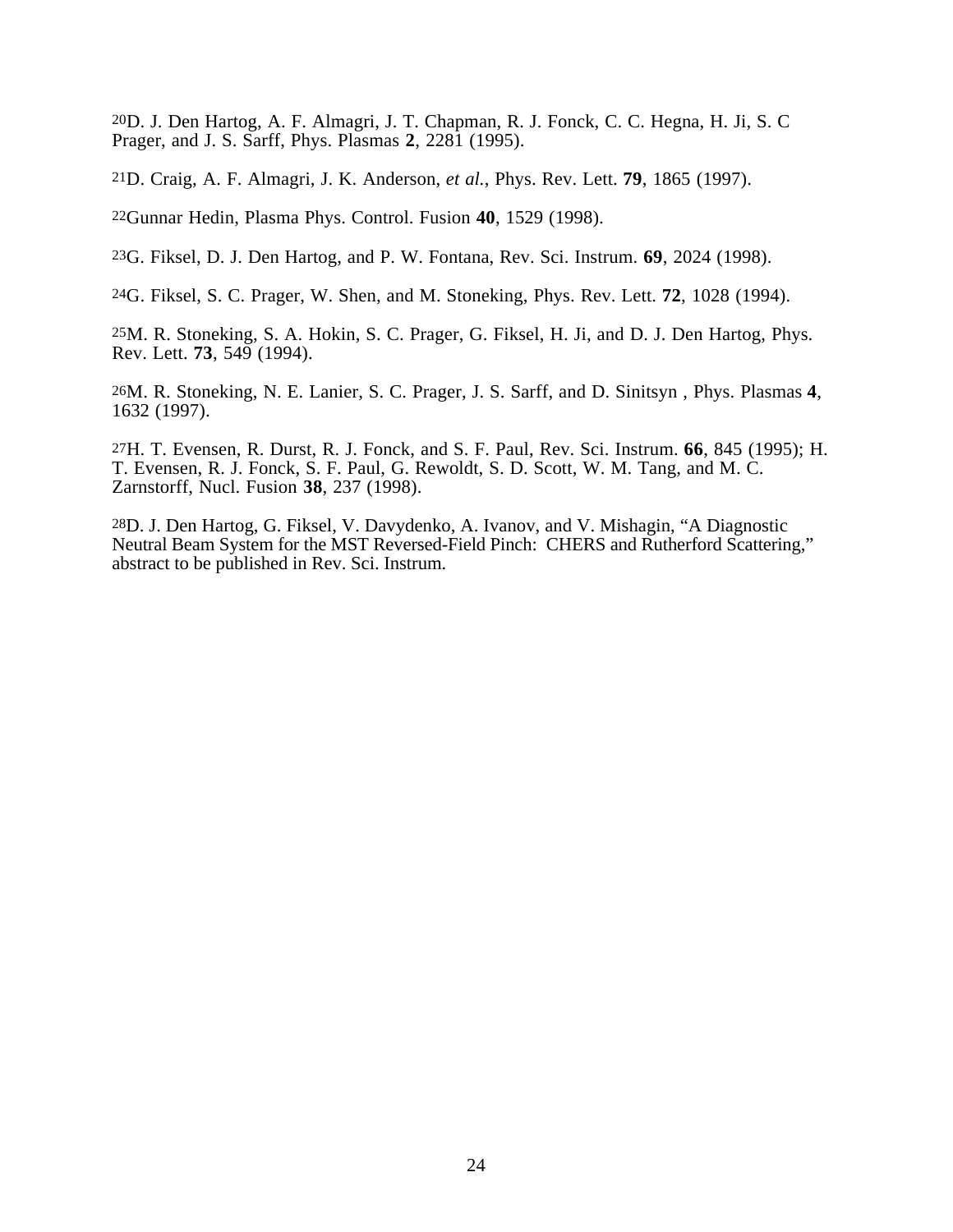[20]D. J. Den Hartog, A. F. Almagri, J. T. Chapman, R. J. Fonck, C. C. Hegna, H. Ji, S. C Prager, and J. S. Sarff, Phys. Plasmas **2**, 2281 (1995).

[21]D. Craig, A. F. Almagri, J. K. Anderson, *et al.*, Phys. Rev. Lett. **79**, 1865 (1997).

[22]Gunnar Hedin, Plasma Phys. Control. Fusion **40**, 1529 (1998).

[23]G. Fiksel, D. J. Den Hartog, and P. W. Fontana, Rev. Sci. Instrum. **69**, 2024 (1998).

[24]G. Fiksel, S. C. Prager, W. Shen, and M. Stoneking, Phys. Rev. Lett. **72**, 1028 (1994).

[25]M. R. Stoneking, S. A. Hokin, S. C. Prager, G. Fiksel, H. Ji, and D. J. Den Hartog, Phys. Rev. Lett. **73**, 549 (1994).

[26]M. R. Stoneking, N. E. Lanier, S. C. Prager, J. S. Sarff, and D. Sinitsyn , Phys. Plasmas **4**, 1632 (1997).

[27]H. T. Evensen, R. Durst, R. J. Fonck, and S. F. Paul, Rev. Sci. Instrum. **66**, 845 (1995); H. T. Evensen, R. J. Fonck, S. F. Paul, G. Rewoldt, S. D. Scott, W. M. Tang, and M. C. Zarnstorff, Nucl. Fusion **38**, 237 (1998).

[28]D. J. Den Hartog, G. Fiksel, V. Davydenko, A. Ivanov, and V. Mishagin, "A Diagnostic Neutral Beam System for the MST Reversed-Field Pinch: CHERS and Rutherford Scattering," abstract to be published in Rev. Sci. Instrum.